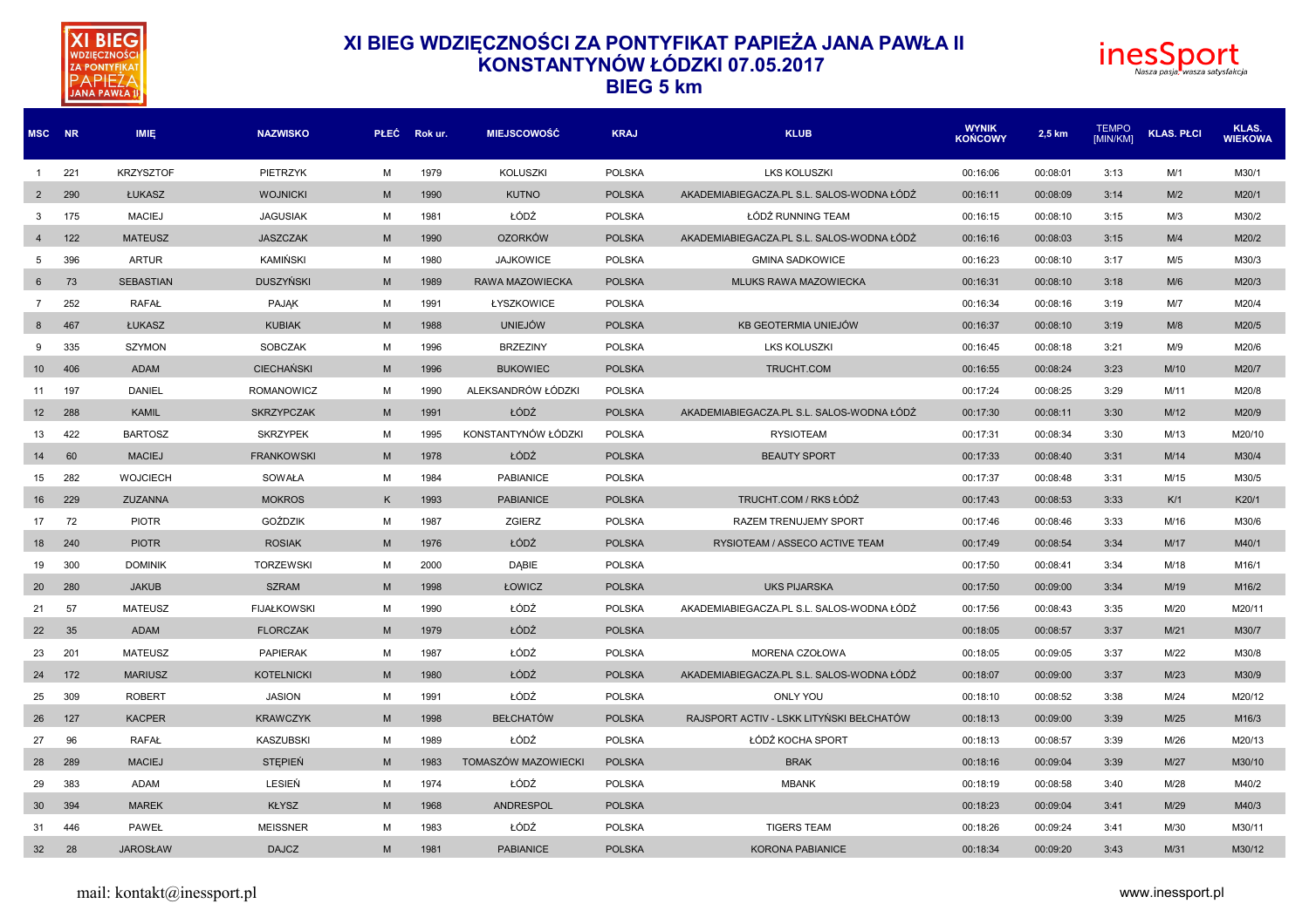# XI BIEG WDZIĘCZNOŚCI ZA PONTYFIKAT PAPIEŻA JANA PAWŁA II
## KONSTANTYNÓW ŁÓDZKI 07.05.2017
## BIEG 5 km

| MSC | NR | IMIĘ | NAZWISKO | PŁEĆ | Rok ur. | MIEJSCOWOŚĆ | KRAJ | KLUB | WYNIK KOŃCOWY | 2,5 km | TEMPO [MIN/KM] | KLAS. PŁCI | KLAS. WIEKOWA |
|---|---|---|---|---|---|---|---|---|---|---|---|---|---|
| 1 | 221 | KRZYSZTOF | PIETRZYK | M | 1979 | KOLUSZKI | POLSKA | LKS KOLUSZKI | 00:16:06 | 00:08:01 | 3:13 | M/1 | M30/1 |
| 2 | 290 | ŁUKASZ | WOJNICKI | M | 1990 | KUTNO | POLSKA | AKADEMIABIEGACZA.PL S.L. SALOS-WODNA ŁÓDŹ | 00:16:11 | 00:08:09 | 3:14 | M/2 | M20/1 |
| 3 | 175 | MACIEJ | JAGUSIAK | M | 1981 | ŁÓDŹ | POLSKA | ŁÓDŹ RUNNING TEAM | 00:16:15 | 00:08:10 | 3:15 | M/3 | M30/2 |
| 4 | 122 | MATEUSZ | JASZCZAK | M | 1990 | OZORKÓW | POLSKA | AKADEMIABIEGACZA.PL S.L. SALOS-WODNA ŁÓDŹ | 00:16:16 | 00:08:03 | 3:15 | M/4 | M20/2 |
| 5 | 396 | ARTUR | KAMIŃSKI | M | 1980 | JAJKOWICE | POLSKA | GMINA SADKOWICE | 00:16:23 | 00:08:10 | 3:17 | M/5 | M30/3 |
| 6 | 73 | SEBASTIAN | DUSZYŃSKI | M | 1989 | RAWA MAZOWIECKA | POLSKA | MLUKS RAWA MAZOWIECKA | 00:16:31 | 00:08:10 | 3:18 | M/6 | M20/3 |
| 7 | 252 | RAFAŁ | PAJĄK | M | 1991 | ŁYSZKOWICE | POLSKA | | 00:16:34 | 00:08:16 | 3:19 | M/7 | M20/4 |
| 8 | 467 | ŁUKASZ | KUBIAK | M | 1988 | UNIEJÓW | POLSKA | KB GEOTERMIA UNIEJÓW | 00:16:37 | 00:08:10 | 3:19 | M/8 | M20/5 |
| 9 | 335 | SZYMON | SOBCZAK | M | 1996 | BRZEZINY | POLSKA | LKS KOLUSZKI | 00:16:45 | 00:08:18 | 3:21 | M/9 | M20/6 |
| 10 | 406 | ADAM | CIECHAŃSKI | M | 1996 | BUKOWIEC | POLSKA | TRUCHT.COM | 00:16:55 | 00:08:24 | 3:23 | M/10 | M20/7 |
| 11 | 197 | DANIEL | ROMANOWICZ | M | 1990 | ALEKSANDRÓW ŁÓDZKI | POLSKA | | 00:17:24 | 00:08:25 | 3:29 | M/11 | M20/8 |
| 12 | 288 | KAMIL | SKRZYPCZAK | M | 1991 | ŁÓDŹ | POLSKA | AKADEMIABIEGACZA.PL S.L. SALOS-WODNA ŁÓDŹ | 00:17:30 | 00:08:11 | 3:30 | M/12 | M20/9 |
| 13 | 422 | BARTOSZ | SKRZYPEK | M | 1995 | KONSTANTYNÓW ŁÓDZKI | POLSKA | RYSIOTEAM | 00:17:31 | 00:08:34 | 3:30 | M/13 | M20/10 |
| 14 | 60 | MACIEJ | FRANKOWSKI | M | 1978 | ŁÓDŹ | POLSKA | BEAUTY SPORT | 00:17:33 | 00:08:40 | 3:31 | M/14 | M30/4 |
| 15 | 282 | WOJCIECH | SOWAŁA | M | 1984 | PABIANICE | POLSKA | | 00:17:37 | 00:08:48 | 3:31 | M/15 | M30/5 |
| 16 | 229 | ZUZANNA | MOKROS | K | 1993 | PABIANICE | POLSKA | TRUCHT.COM / RKS ŁÓDŹ | 00:17:43 | 00:08:53 | 3:33 | K/1 | K20/1 |
| 17 | 72 | PIOTR | GOŹDZIK | M | 1987 | ZGIERZ | POLSKA | RAZEM TRENUJEMY SPORT | 00:17:46 | 00:08:46 | 3:33 | M/16 | M30/6 |
| 18 | 240 | PIOTR | ROSIAK | M | 1976 | ŁÓDŹ | POLSKA | RYSIOTEAM / ASSECO ACTIVE TEAM | 00:17:49 | 00:08:54 | 3:34 | M/17 | M40/1 |
| 19 | 300 | DOMINIK | TORZEWSKI | M | 2000 | DĄBIE | POLSKA | | 00:17:50 | 00:08:41 | 3:34 | M/18 | M16/1 |
| 20 | 280 | JAKUB | SZRAM | M | 1998 | ŁOWICZ | POLSKA | UKS PIJARSKA | 00:17:50 | 00:09:00 | 3:34 | M/19 | M16/2 |
| 21 | 57 | MATEUSZ | FIJAŁKOWSKI | M | 1990 | ŁÓDŹ | POLSKA | AKADEMIABIEGACZA.PL S.L. SALOS-WODNA ŁÓDŹ | 00:17:56 | 00:08:43 | 3:35 | M/20 | M20/11 |
| 22 | 35 | ADAM | FLORCZAK | M | 1979 | ŁÓDŹ | POLSKA | | 00:18:05 | 00:08:57 | 3:37 | M/21 | M30/7 |
| 23 | 201 | MATEUSZ | PAPIERAK | M | 1987 | ŁÓDŹ | POLSKA | MORENA CZOŁOWA | 00:18:05 | 00:09:05 | 3:37 | M/22 | M30/8 |
| 24 | 172 | MARIUSZ | KOTELNICKI | M | 1980 | ŁÓDŹ | POLSKA | AKADEMIABIEGACZA.PL S.L. SALOS-WODNA ŁÓDŹ | 00:18:07 | 00:09:00 | 3:37 | M/23 | M30/9 |
| 25 | 309 | ROBERT | JASION | M | 1991 | ŁÓDŹ | POLSKA | ONLY YOU | 00:18:10 | 00:08:52 | 3:38 | M/24 | M20/12 |
| 26 | 127 | KACPER | KRAWCZYK | M | 1998 | BEŁCHATÓW | POLSKA | RAJSPORT ACTIV - LSKK LITYŃSKI BEŁCHATÓW | 00:18:13 | 00:09:00 | 3:39 | M/25 | M16/3 |
| 27 | 96 | RAFAŁ | KASZUBSKI | M | 1989 | ŁÓDŹ | POLSKA | ŁÓDŹ KOCHA SPORT | 00:18:13 | 00:08:57 | 3:39 | M/26 | M20/13 |
| 28 | 289 | MACIEJ | STĘPIEŃ | M | 1983 | TOMASZÓW MAZOWIECKI | POLSKA | BRAK | 00:18:16 | 00:09:04 | 3:39 | M/27 | M30/10 |
| 29 | 383 | ADAM | LESIEŃ | M | 1974 | ŁÓDŹ | POLSKA | MBANK | 00:18:19 | 00:08:58 | 3:40 | M/28 | M40/2 |
| 30 | 394 | MAREK | KŁYSZ | M | 1968 | ANDRESPOL | POLSKA | | 00:18:23 | 00:09:04 | 3:41 | M/29 | M40/3 |
| 31 | 446 | PAWEŁ | MEISSNER | M | 1983 | ŁÓDŹ | POLSKA | TIGERS TEAM | 00:18:26 | 00:09:24 | 3:41 | M/30 | M30/11 |
| 32 | 28 | JAROSŁAW | DAJCZ | M | 1981 | PABIANICE | POLSKA | KORONA PABIANICE | 00:18:34 | 00:09:20 | 3:43 | M/31 | M30/12 |

mail: kontakt@inessport.pl www.inessport.pl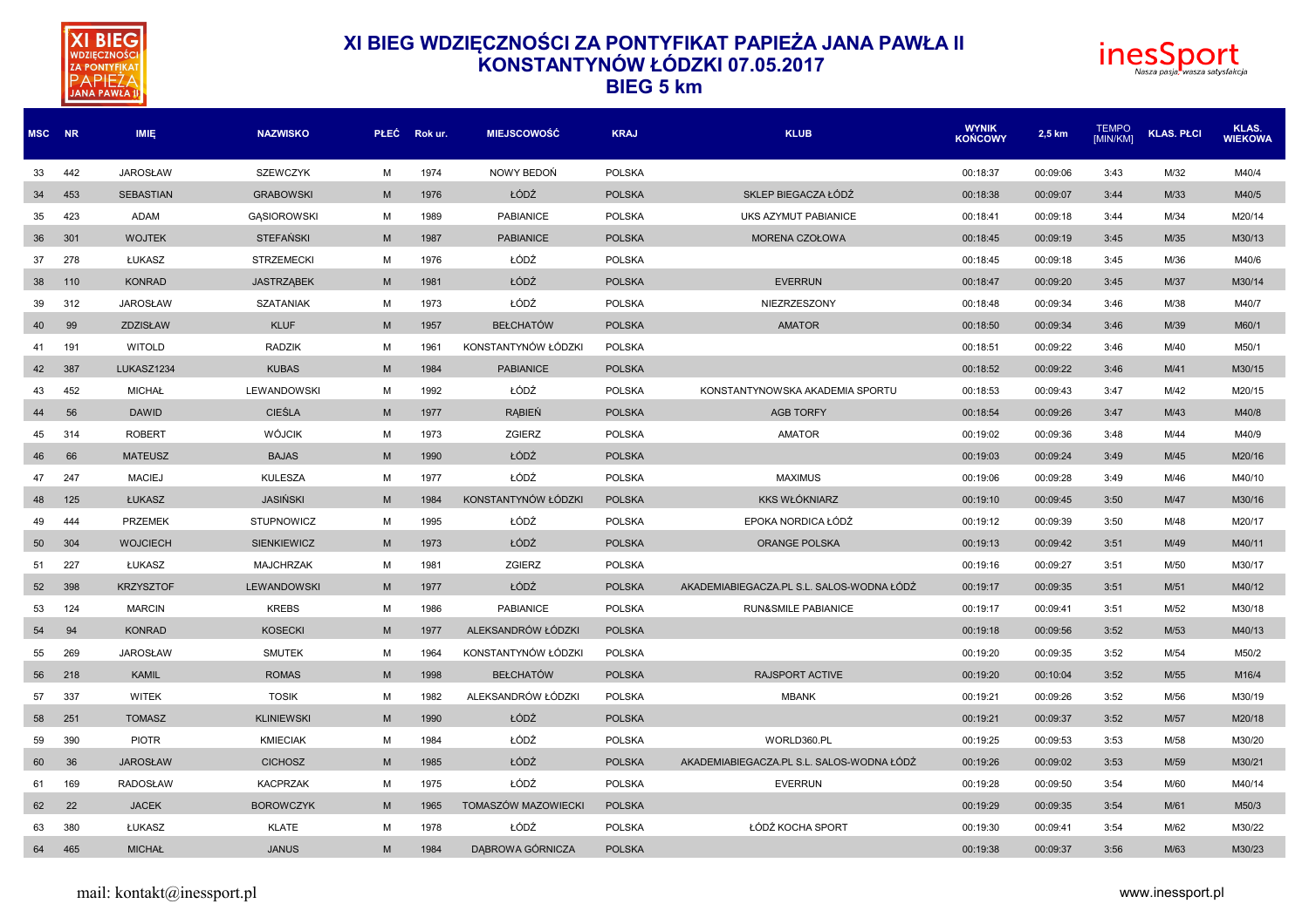# XI BIEG WDZIĘCZNOŚCI ZA PONTYFIKAT PAPIEŻA JANA PAWŁA II
## KONSTANTYNÓW ŁÓDZKI 07.05.2017
## BIEG 5 km

| MSC | NR | IMIĘ | NAZWISKO | PŁEĆ | Rok ur. | MIEJSCOWOŚĆ | KRAJ | KLUB | WYNIK KOŃCOWY | 2,5 km | TEMPO [MIN/KM] | KLAS. PŁCI | KLAS. WIEKOWA |
|---|---|---|---|---|---|---|---|---|---|---|---|---|---|
| 33 | 442 | JAROSŁAW | SZEWCZYK | M | 1974 | NOWY BEDOŃ | POLSKA | | 00:18:37 | 00:09:06 | 3:43 | M/32 | M40/4 |
| 34 | 453 | SEBASTIAN | GRABOWSKI | M | 1976 | ŁÓDŹ | POLSKA | SKLEP BIEGACZA ŁÓDŹ | 00:18:38 | 00:09:07 | 3:44 | M/33 | M40/5 |
| 35 | 423 | ADAM | GĄSIOROWSKI | M | 1989 | PABIANICE | POLSKA | UKS AZYMUT PABIANICE | 00:18:41 | 00:09:18 | 3:44 | M/34 | M20/14 |
| 36 | 301 | WOJTEK | STEFAŃSKI | M | 1987 | PABIANICE | POLSKA | MORENA CZOŁOWA | 00:18:45 | 00:09:19 | 3:45 | M/35 | M30/13 |
| 37 | 278 | ŁUKASZ | STRZEMECKI | M | 1976 | ŁÓDŹ | POLSKA | | 00:18:45 | 00:09:18 | 3:45 | M/36 | M40/6 |
| 38 | 110 | KONRAD | JASTRZĄBEK | M | 1981 | ŁÓDŹ | POLSKA | EVERRUN | 00:18:47 | 00:09:20 | 3:45 | M/37 | M30/14 |
| 39 | 312 | JAROSŁAW | SZATANIAK | M | 1973 | ŁÓDŹ | POLSKA | NIEZRZESZONY | 00:18:48 | 00:09:34 | 3:46 | M/38 | M40/7 |
| 40 | 99 | ZDZISŁAW | KLUF | M | 1957 | BEŁCHATÓW | POLSKA | AMATOR | 00:18:50 | 00:09:34 | 3:46 | M/39 | M60/1 |
| 41 | 191 | WITOLD | RADZIK | M | 1961 | KONSTANTYNÓW ŁÓDZKI | POLSKA | | 00:18:51 | 00:09:22 | 3:46 | M/40 | M50/1 |
| 42 | 387 | LUKASZ1234 | KUBAS | M | 1984 | PABIANICE | POLSKA | | 00:18:52 | 00:09:22 | 3:46 | M/41 | M30/15 |
| 43 | 452 | MICHAŁ | LEWANDOWSKI | M | 1992 | ŁÓDŹ | POLSKA | KONSTANTYNOWSKA AKADEMIA SPORTU | 00:18:53 | 00:09:43 | 3:47 | M/42 | M20/15 |
| 44 | 56 | DAWID | CIEŚLA | M | 1977 | RĄBIEŃ | POLSKA | AGB TORFY | 00:18:54 | 00:09:26 | 3:47 | M/43 | M40/8 |
| 45 | 314 | ROBERT | WÓJCIK | M | 1973 | ZGIERZ | POLSKA | AMATOR | 00:19:02 | 00:09:36 | 3:48 | M/44 | M40/9 |
| 46 | 66 | MATEUSZ | BAJAS | M | 1990 | ŁÓDŹ | POLSKA | | 00:19:03 | 00:09:24 | 3:49 | M/45 | M20/16 |
| 47 | 247 | MACIEJ | KULESZA | M | 1977 | ŁÓDŹ | POLSKA | MAXIMUS | 00:19:06 | 00:09:28 | 3:49 | M/46 | M40/10 |
| 48 | 125 | ŁUKASZ | JASIŃSKI | M | 1984 | KONSTANTYNÓW ŁÓDZKI | POLSKA | KKS WŁÓKNIARZ | 00:19:10 | 00:09:45 | 3:50 | M/47 | M30/16 |
| 49 | 444 | PRZEMEK | STUPNOWICZ | M | 1995 | ŁÓDŹ | POLSKA | EPOKA NORDICA ŁÓDŹ | 00:19:12 | 00:09:39 | 3:50 | M/48 | M20/17 |
| 50 | 304 | WOJCIECH | SIENKIEWICZ | M | 1973 | ŁÓDŹ | POLSKA | ORANGE POLSKA | 00:19:13 | 00:09:42 | 3:51 | M/49 | M40/11 |
| 51 | 227 | ŁUKASZ | MAJCHRZAK | M | 1981 | ZGIERZ | POLSKA | | 00:19:16 | 00:09:27 | 3:51 | M/50 | M30/17 |
| 52 | 398 | KRZYSZTOF | LEWANDOWSKI | M | 1977 | ŁÓDŹ | POLSKA | AKADEMIABIEGACZA.PL S.L. SALOS-WODNA ŁÓDŹ | 00:19:17 | 00:09:35 | 3:51 | M/51 | M40/12 |
| 53 | 124 | MARCIN | KREBS | M | 1986 | PABIANICE | POLSKA | RUN&SMILE PABIANICE | 00:19:17 | 00:09:41 | 3:51 | M/52 | M30/18 |
| 54 | 94 | KONRAD | KOSECKI | M | 1977 | ALEKSANDRÓW ŁÓDZKI | POLSKA | | 00:19:18 | 00:09:56 | 3:52 | M/53 | M40/13 |
| 55 | 269 | JAROSŁAW | SMUTEK | M | 1964 | KONSTANTYNÓW ŁÓDZKI | POLSKA | | 00:19:20 | 00:09:35 | 3:52 | M/54 | M50/2 |
| 56 | 218 | KAMIL | ROMAS | M | 1998 | BEŁCHATÓW | POLSKA | RAJSPORT ACTIVE | 00:19:20 | 00:10:04 | 3:52 | M/55 | M16/4 |
| 57 | 337 | WITEK | TOSIK | M | 1982 | ALEKSANDRÓW ŁÓDZKI | POLSKA | MBANK | 00:19:21 | 00:09:26 | 3:52 | M/56 | M30/19 |
| 58 | 251 | TOMASZ | KLINIEWSKI | M | 1990 | ŁÓDŹ | POLSKA | | 00:19:21 | 00:09:37 | 3:52 | M/57 | M20/18 |
| 59 | 390 | PIOTR | KMIECIAK | M | 1984 | ŁÓDŹ | POLSKA | WORLD360.PL | 00:19:25 | 00:09:53 | 3:53 | M/58 | M30/20 |
| 60 | 36 | JAROSŁAW | CICHOSZ | M | 1985 | ŁÓDŹ | POLSKA | AKADEMIABIEGACZA.PL S.L. SALOS-WODNA ŁÓDŹ | 00:19:26 | 00:09:02 | 3:53 | M/59 | M30/21 |
| 61 | 169 | RADOSŁAW | KACPRZAK | M | 1975 | ŁÓDŹ | POLSKA | EVERRUN | 00:19:28 | 00:09:50 | 3:54 | M/60 | M40/14 |
| 62 | 22 | JACEK | BOROWCZYK | M | 1965 | TOMASZÓW MAZOWIECKI | POLSKA | | 00:19:29 | 00:09:35 | 3:54 | M/61 | M50/3 |
| 63 | 380 | ŁUKASZ | KLATE | M | 1978 | ŁÓDŹ | POLSKA | ŁÓDŹ KOCHA SPORT | 00:19:30 | 00:09:41 | 3:54 | M/62 | M30/22 |
| 64 | 465 | MICHAŁ | JANUS | M | 1984 | DĄBROWA GÓRNICZA | POLSKA | | 00:19:38 | 00:09:37 | 3:56 | M/63 | M30/23 |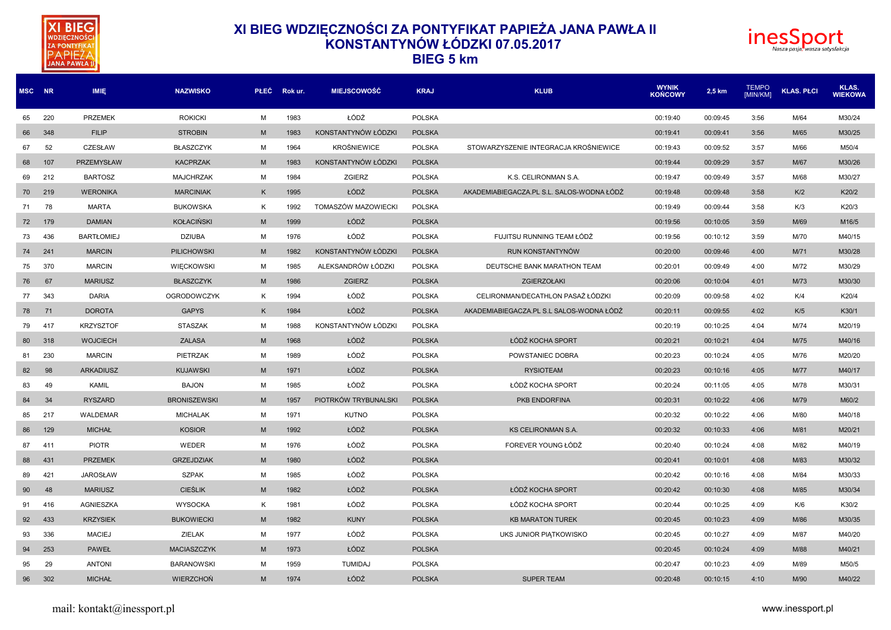# XI BIEG WDZIĘCZNOŚCI ZA PONTYFIKAT PAPIEŻA JANA PAWŁA II
## KONSTANTYNÓW ŁÓDZKI 07.05.2017
## BIEG 5 km

| MSC | NR | IMIĘ | NAZWISKO | PŁEĆ | Rok ur. | MIEJSCOWOŚĆ | KRAJ | KLUB | WYNIK KOŃCOWY | 2,5 km | TEMPO [MIN/KM] | KLAS. PŁCI | KLAS. WIEKOWA |
|---|---|---|---|---|---|---|---|---|---|---|---|---|---|
| 65 | 220 | PRZEMEK | ROKICKI | M | 1983 | ŁÓDŹ | POLSKA | | 00:19:40 | 00:09:45 | 3:56 | M/64 | M30/24 |
| 66 | 348 | FILIP | STROBIN | M | 1983 | KONSTANTYNÓW ŁÓDZKI | POLSKA | | 00:19:41 | 00:09:41 | 3:56 | M/65 | M30/25 |
| 67 | 52 | CZESŁAW | BŁASZCZYK | M | 1964 | KROŚNIEWICE | POLSKA | STOWARZYSZENIE INTEGRACJA KROŚNIEWICE | 00:19:43 | 00:09:52 | 3:57 | M/66 | M50/4 |
| 68 | 107 | PRZEMYSŁAW | KACPRZAK | M | 1983 | KONSTANTYNÓW ŁÓDZKI | POLSKA | | 00:19:44 | 00:09:29 | 3:57 | M/67 | M30/26 |
| 69 | 212 | BARTOSZ | MAJCHRZAK | M | 1984 | ZGIERZ | POLSKA | K.S. CELIRONMAN S.A. | 00:19:47 | 00:09:49 | 3:57 | M/68 | M30/27 |
| 70 | 219 | WERONIKA | MARCINIAK | K | 1995 | ŁÓDŹ | POLSKA | AKADEMIABIEGACZA.PL S.L. SALOS-WODNA ŁÓDŹ | 00:19:48 | 00:09:48 | 3:58 | K/2 | K20/2 |
| 71 | 78 | MARTA | BUKOWSKA | K | 1992 | TOMASZÓW MAZOWIECKI | POLSKA | | 00:19:49 | 00:09:44 | 3:58 | K/3 | K20/3 |
| 72 | 179 | DAMIAN | KOŁACIŃSKI | M | 1999 | ŁÓDŹ | POLSKA | | 00:19:56 | 00:10:05 | 3:59 | M/69 | M16/5 |
| 73 | 436 | BARTŁOMIEJ | DZIUBA | M | 1976 | ŁÓDŹ | POLSKA | FUJITSU RUNNING TEAM ŁÓDŹ | 00:19:56 | 00:10:12 | 3:59 | M/70 | M40/15 |
| 74 | 241 | MARCIN | PILICHOWSKI | M | 1982 | KONSTANTYNÓW ŁÓDZKI | POLSKA | RUN KONSTANTYNÓW | 00:20:00 | 00:09:46 | 4:00 | M/71 | M30/28 |
| 75 | 370 | MARCIN | WIĘCKOWSKI | M | 1985 | ALEKSANDRÓW ŁÓDZKI | POLSKA | DEUTSCHE BANK MARATHON TEAM | 00:20:01 | 00:09:49 | 4:00 | M/72 | M30/29 |
| 76 | 67 | MARIUSZ | BŁASZCZYK | M | 1986 | ZGIERZ | POLSKA | ZGIERZOŁAKI | 00:20:06 | 00:10:04 | 4:01 | M/73 | M30/30 |
| 77 | 343 | DARIA | OGRODOWCZYK | K | 1994 | ŁÓDŹ | POLSKA | CELIRONMAN/DECATHLON PASAŻ ŁÓDZKI | 00:20:09 | 00:09:58 | 4:02 | K/4 | K20/4 |
| 78 | 71 | DOROTA | GAPYS | K | 1984 | ŁÓDŹ | POLSKA | AKADEMIABIEGACZA.PL S.L SALOS-WODNA ŁÓDŹ | 00:20:11 | 00:09:55 | 4:02 | K/5 | K30/1 |
| 79 | 417 | KRZYSZTOF | STASZAK | M | 1988 | KONSTANTYNÓW ŁÓDZKI | POLSKA | | 00:20:19 | 00:10:25 | 4:04 | M/74 | M20/19 |
| 80 | 318 | WOJCIECH | ZALASA | M | 1968 | ŁÓDŹ | POLSKA | ŁÓDŹ KOCHA SPORT | 00:20:21 | 00:10:21 | 4:04 | M/75 | M40/16 |
| 81 | 230 | MARCIN | PIETRZAK | M | 1989 | ŁÓDŹ | POLSKA | POWSTANIEC DOBRA | 00:20:23 | 00:10:24 | 4:05 | M/76 | M20/20 |
| 82 | 98 | ARKADIUSZ | KUJAWSKI | M | 1971 | ŁÓDŹ | POLSKA | RYSIOTEAM | 00:20:23 | 00:10:16 | 4:05 | M/77 | M40/17 |
| 83 | 49 | KAMIL | BAJON | M | 1985 | ŁÓDŹ | POLSKA | ŁÓDŹ KOCHA SPORT | 00:20:24 | 00:11:05 | 4:05 | M/78 | M30/31 |
| 84 | 34 | RYSZARD | BRONISZEWSKI | M | 1957 | PIOTRKÓW TRYBUNALSKI | POLSKA | PKB ENDORFINA | 00:20:31 | 00:10:22 | 4:06 | M/79 | M60/2 |
| 85 | 217 | WALDEMAR | MICHALAK | M | 1971 | KUTNO | POLSKA | | 00:20:32 | 00:10:22 | 4:06 | M/80 | M40/18 |
| 86 | 129 | MICHAŁ | KOSIOR | M | 1992 | ŁÓDŹ | POLSKA | KS CELIRONMAN S.A. | 00:20:32 | 00:10:33 | 4:06 | M/81 | M20/21 |
| 87 | 411 | PIOTR | WEDER | M | 1976 | ŁÓDŹ | POLSKA | FOREVER YOUNG ŁÓDŹ | 00:20:40 | 00:10:24 | 4:08 | M/82 | M40/19 |
| 88 | 431 | PRZEMEK | GRZEJDZIAK | M | 1980 | ŁÓDŹ | POLSKA | | 00:20:41 | 00:10:01 | 4:08 | M/83 | M30/32 |
| 89 | 421 | JAROSŁAW | SZPAK | M | 1985 | ŁÓDŹ | POLSKA | | 00:20:42 | 00:10:16 | 4:08 | M/84 | M30/33 |
| 90 | 48 | MARIUSZ | CIEŚLIK | M | 1982 | ŁÓDŹ | POLSKA | ŁÓDŹ KOCHA SPORT | 00:20:42 | 00:10:30 | 4:08 | M/85 | M30/34 |
| 91 | 416 | AGNIESZKA | WYSOCKA | K | 1981 | ŁÓDŹ | POLSKA | ŁÓDŹ KOCHA SPORT | 00:20:44 | 00:10:25 | 4:09 | K/6 | K30/2 |
| 92 | 433 | KRZYSIEK | BUKOWIECKI | M | 1982 | KUNY | POLSKA | KB MARATON TUREK | 00:20:45 | 00:10:23 | 4:09 | M/86 | M30/35 |
| 93 | 336 | MACIEJ | ZIELAK | M | 1977 | ŁÓDŹ | POLSKA | UKS JUNIOR PIĄTKOWISKO | 00:20:45 | 00:10:27 | 4:09 | M/87 | M40/20 |
| 94 | 253 | PAWEŁ | MACIASZCZYK | M | 1973 | ŁÓDŹ | POLSKA | | 00:20:45 | 00:10:24 | 4:09 | M/88 | M40/21 |
| 95 | 29 | ANTONI | BARANOWSKI | M | 1959 | TUMIDAJ | POLSKA | | 00:20:47 | 00:10:23 | 4:09 | M/89 | M50/5 |
| 96 | 302 | MICHAŁ | WIERZCHOŃ | M | 1974 | ŁÓDŹ | POLSKA | SUPER TEAM | 00:20:48 | 00:10:15 | 4:10 | M/90 | M40/22 |

mail: kontakt@inessport.pl www.inessport.pl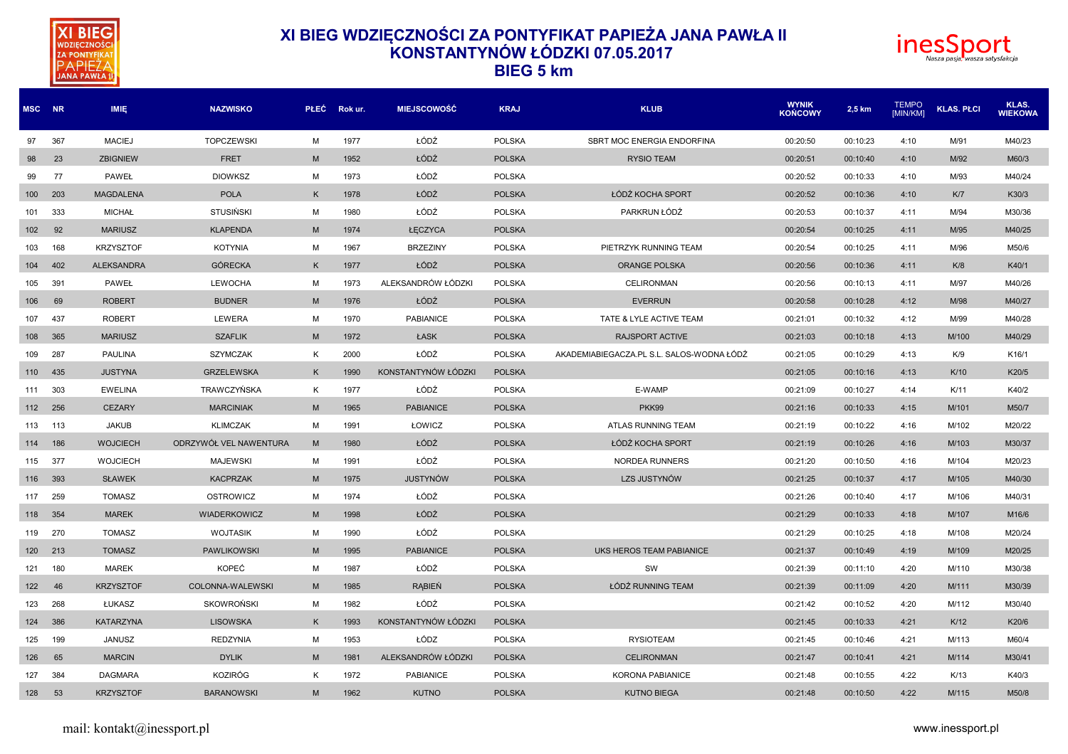# XI BIEG WDZIĘCZNOŚCI ZA PONTYFIKAT PAPIEŻA JANA PAWŁA II
## KONSTANTYNÓW ŁÓDZKI 07.05.2017
## BIEG 5 km

| MSC | NR | IMIĘ | NAZWISKO | PŁEĆ | Rok ur. | MIEJSCOWOŚĆ | KRAJ | KLUB | WYNIK KOŃCOWY | 2,5 km | TEMPO [MIN/KM] | KLAS. PŁCI | KLAS. WIEKOWA |
|---|---|---|---|---|---|---|---|---|---|---|---|---|---|
| 97 | 367 | MACIEJ | TOPCZEWSKI | M | 1977 | ŁÓDŹ | POLSKA | SBRT MOC ENERGIA ENDORFINA | 00:20:50 | 00:10:23 | 4:10 | M/91 | M40/23 |
| 98 | 23 | ZBIGNIEW | FRET | M | 1952 | ŁÓDŹ | POLSKA | RYSIO TEAM | 00:20:51 | 00:10:40 | 4:10 | M/92 | M60/3 |
| 99 | 77 | PAWEŁ | DIOWKSZ | M | 1973 | ŁÓDŹ | POLSKA | | 00:20:52 | 00:10:33 | 4:10 | M/93 | M40/24 |
| 100 | 203 | MAGDALENA | POLA | K | 1978 | ŁÓDŹ | POLSKA | ŁÓDŹ KOCHA SPORT | 00:20:52 | 00:10:36 | 4:10 | K/7 | K30/3 |
| 101 | 333 | MICHAŁ | STUSIŃSKI | M | 1980 | ŁÓDŹ | POLSKA | PARKRUN ŁÓDŹ | 00:20:53 | 00:10:37 | 4:11 | M/94 | M30/36 |
| 102 | 92 | MARIUSZ | KLAPENDA | M | 1974 | ŁĘCZYCA | POLSKA | | 00:20:54 | 00:10:25 | 4:11 | M/95 | M40/25 |
| 103 | 168 | KRZYSZTOF | KOTYNIA | M | 1967 | BRZEZINY | POLSKA | PIETRZYK RUNNING TEAM | 00:20:54 | 00:10:25 | 4:11 | M/96 | M50/6 |
| 104 | 402 | ALEKSANDRA | GÓRECKA | K | 1977 | ŁÓDŹ | POLSKA | ORANGE POLSKA | 00:20:56 | 00:10:36 | 4:11 | K/8 | K40/1 |
| 105 | 391 | PAWEŁ | LEWOCHA | M | 1973 | ALEKSANDRÓW ŁÓDZKI | POLSKA | CELIRONMAN | 00:20:56 | 00:10:13 | 4:11 | M/97 | M40/26 |
| 106 | 69 | ROBERT | BUDNER | M | 1976 | ŁÓDŹ | POLSKA | EVERRUN | 00:20:58 | 00:10:28 | 4:12 | M/98 | M40/27 |
| 107 | 437 | ROBERT | LEWERA | M | 1970 | PABIANICE | POLSKA | TATE & LYLE ACTIVE TEAM | 00:21:01 | 00:10:32 | 4:12 | M/99 | M40/28 |
| 108 | 365 | MARIUSZ | SZAFLIK | M | 1972 | ŁASK | POLSKA | RAJSPORT ACTIVE | 00:21:03 | 00:10:18 | 4:13 | M/100 | M40/29 |
| 109 | 287 | PAULINA | SZYMCZAK | K | 2000 | ŁÓDŹ | POLSKA | AKADEMIABIEGACZA.PL S.L. SALOS-WODNA ŁÓDŹ | 00:21:05 | 00:10:29 | 4:13 | K/9 | K16/1 |
| 110 | 435 | JUSTYNA | GRZELEWSKA | K | 1990 | KONSTANTYNÓW ŁÓDZKI | POLSKA | | 00:21:05 | 00:10:16 | 4:13 | K/10 | K20/5 |
| 111 | 303 | EWELINA | TRAWCZYŃSKA | K | 1977 | ŁÓDŹ | POLSKA | E-WAMP | 00:21:09 | 00:10:27 | 4:14 | K/11 | K40/2 |
| 112 | 256 | CEZARY | MARCINIAK | M | 1965 | PABIANICE | POLSKA | PKK99 | 00:21:16 | 00:10:33 | 4:15 | M/101 | M50/7 |
| 113 | 113 | JAKUB | KLIMCZAK | M | 1991 | ŁOWICZ | POLSKA | ATLAS RUNNING TEAM | 00:21:19 | 00:10:22 | 4:16 | M/102 | M20/22 |
| 114 | 186 | WOJCIECH | ODRZYWÓŁ VEL NAWENTURA | M | 1980 | ŁÓDŹ | POLSKA | ŁÓDŹ KOCHA SPORT | 00:21:19 | 00:10:26 | 4:16 | M/103 | M30/37 |
| 115 | 377 | WOJCIECH | MAJEWSKI | M | 1991 | ŁÓDŹ | POLSKA | NORDEA RUNNERS | 00:21:20 | 00:10:50 | 4:16 | M/104 | M20/23 |
| 116 | 393 | SŁAWEK | KACPRZAK | M | 1975 | JUSTYNÓW | POLSKA | LZS JUSTYNÓW | 00:21:25 | 00:10:37 | 4:17 | M/105 | M40/30 |
| 117 | 259 | TOMASZ | OSTROWICZ | M | 1974 | ŁÓDŹ | POLSKA | | 00:21:26 | 00:10:40 | 4:17 | M/106 | M40/31 |
| 118 | 354 | MAREK | WIADERKOWICZ | M | 1998 | ŁÓDŹ | POLSKA | | 00:21:29 | 00:10:33 | 4:18 | M/107 | M16/6 |
| 119 | 270 | TOMASZ | WOJTASIK | M | 1990 | ŁÓDŹ | POLSKA | | 00:21:29 | 00:10:25 | 4:18 | M/108 | M20/24 |
| 120 | 213 | TOMASZ | PAWLIKOWSKI | M | 1995 | PABIANICE | POLSKA | UKS HEROS TEAM PABIANICE | 00:21:37 | 00:10:49 | 4:19 | M/109 | M20/25 |
| 121 | 180 | MAREK | KOPEĆ | M | 1987 | ŁÓDŹ | POLSKA | SW | 00:21:39 | 00:11:10 | 4:20 | M/110 | M30/38 |
| 122 | 46 | KRZYSZTOF | COLONNA-WALEWSKI | M | 1985 | RĄBIEŃ | POLSKA | ŁÓDŹ RUNNING TEAM | 00:21:39 | 00:11:09 | 4:20 | M/111 | M30/39 |
| 123 | 268 | ŁUKASZ | SKOWROŃSKI | M | 1982 | ŁÓDŹ | POLSKA | | 00:21:42 | 00:10:52 | 4:20 | M/112 | M30/40 |
| 124 | 386 | KATARZYNA | LISOWSKA | K | 1993 | KONSTANTYNÓW ŁÓDZKI | POLSKA | | 00:21:45 | 00:10:33 | 4:21 | K/12 | K20/6 |
| 125 | 199 | JANUSZ | REDZYNIA | M | 1953 | ŁÓDZ | POLSKA | RYSIOTEAM | 00:21:45 | 00:10:46 | 4:21 | M/113 | M60/4 |
| 126 | 65 | MARCIN | DYLIK | M | 1981 | ALEKSANDRÓW ŁÓDZKI | POLSKA | CELIRONMAN | 00:21:47 | 00:10:41 | 4:21 | M/114 | M30/41 |
| 127 | 384 | DAGMARA | KOZIRÓG | K | 1972 | PABIANICE | POLSKA | KORONA PABIANICE | 00:21:48 | 00:10:55 | 4:22 | K/13 | K40/3 |
| 128 | 53 | KRZYSZTOF | BARANOWSKI | M | 1962 | KUTNO | POLSKA | KUTNO BIEGA | 00:21:48 | 00:10:50 | 4:22 | M/115 | M50/8 |

mail: kontakt@inessport.pl

www.inessport.pl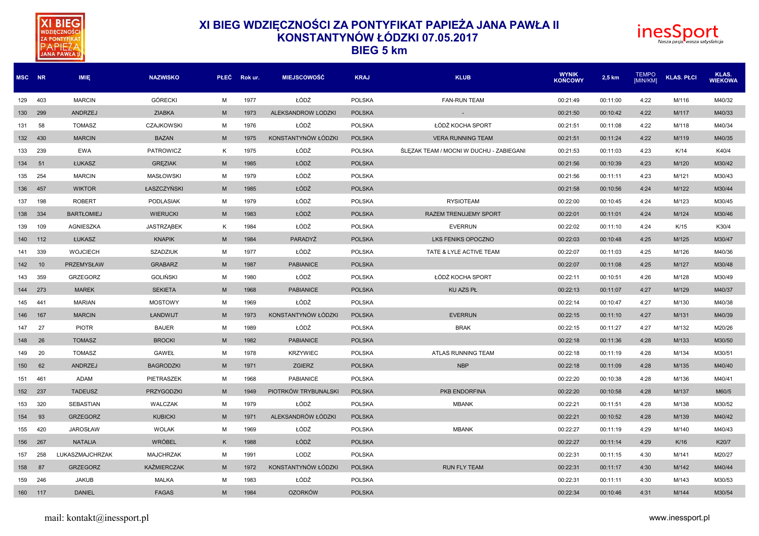# XI BIEG WDZIĘCZNOŚCI ZA PONTYFIKAT PAPIEŻA JANA PAWŁA II
## KONSTANTYNÓW ŁÓDZKI 07.05.2017
## BIEG 5 km

| MSC | NR | IMIĘ | NAZWISKO | PŁEĆ | Rok ur. | MIEJSCOWOŚĆ | KRAJ | KLUB | WYNIK KOŃCOWY | 2,5 km | TEMPO [MIN/KM] | KLAS. PŁCI | KLAS. WIEKOWA |
|---|---|---|---|---|---|---|---|---|---|---|---|---|---|
| 129 | 403 | MARCIN | GÓRECKI | M | 1977 | ŁÓDŹ | POLSKA | FAN-RUN TEAM | 00:21:49 | 00:11:00 | 4:22 | M/116 | M40/32 |
| 130 | 299 | ANDRZEJ | ZIABKA | M | 1973 | ALEKSANDROW LODZKI | POLSKA | - | 00:21:50 | 00:10:42 | 4:22 | M/117 | M40/33 |
| 131 | 58 | TOMASZ | CZAJKOWSKI | M | 1976 | ŁÓDŹ | POLSKA | ŁÓDŹ KOCHA SPORT | 00:21:51 | 00:11:08 | 4:22 | M/118 | M40/34 |
| 132 | 430 | MARCIN | BAZAN | M | 1975 | KONSTANTYNÓW ŁÓDZKI | POLSKA | VERA RUNNING TEAM | 00:21:51 | 00:11:24 | 4:22 | M/119 | M40/35 |
| 133 | 239 | EWA | PATROWICZ | K | 1975 | ŁÓDŹ | POLSKA | ŚLĘZAK TEAM / MOCNI W DUCHU - ZABIEGANI | 00:21:53 | 00:11:03 | 4:23 | K/14 | K40/4 |
| 134 | 51 | ŁUKASZ | GRĘZIAK | M | 1985 | ŁÓDŹ | POLSKA | | 00:21:56 | 00:10:39 | 4:23 | M/120 | M30/42 |
| 135 | 254 | MARCIN | MASŁOWSKI | M | 1979 | ŁÓDŹ | POLSKA | | 00:21:56 | 00:11:11 | 4:23 | M/121 | M30/43 |
| 136 | 457 | WIKTOR | ŁASZCZYŃSKI | M | 1985 | ŁÓDŹ | POLSKA | | 00:21:58 | 00:10:56 | 4:24 | M/122 | M30/44 |
| 137 | 198 | ROBERT | PODLASIAK | M | 1979 | ŁÓDŹ | POLSKA | RYSIOTEAM | 00:22:00 | 00:10:45 | 4:24 | M/123 | M30/45 |
| 138 | 334 | BARTŁOMIEJ | WIERUCKI | M | 1983 | ŁÓDŹ | POLSKA | RAZEM TRENUJEMY SPORT | 00:22:01 | 00:11:01 | 4:24 | M/124 | M30/46 |
| 139 | 109 | AGNIESZKA | JASTRZĄBEK | K | 1984 | ŁÓDŹ | POLSKA | EVERRUN | 00:22:02 | 00:11:10 | 4:24 | K/15 | K30/4 |
| 140 | 112 | ŁUKASZ | KNAPIK | M | 1984 | PARADYŻ | POLSKA | LKS FENIKS OPOCZNO | 00:22:03 | 00:10:48 | 4:25 | M/125 | M30/47 |
| 141 | 339 | WOJCIECH | SZADZIUK | M | 1977 | ŁÓDŹ | POLSKA | TATE & LYLE ACTIVE TEAM | 00:22:07 | 00:11:03 | 4:25 | M/126 | M40/36 |
| 142 | 10 | PRZEMYSŁAW | GRABARZ | M | 1987 | PABIANICE | POLSKA | | 00:22:07 | 00:11:08 | 4:25 | M/127 | M30/48 |
| 143 | 359 | GRZEGORZ | GOLIŃSKI | M | 1980 | ŁÓDŹ | POLSKA | ŁÓDŹ KOCHA SPORT | 00:22:11 | 00:10:51 | 4:26 | M/128 | M30/49 |
| 144 | 273 | MAREK | SEKIETA | M | 1968 | PABIANICE | POLSKA | KU AZS PŁ | 00:22:13 | 00:11:07 | 4:27 | M/129 | M40/37 |
| 145 | 441 | MARIAN | MOSTOWY | M | 1969 | ŁÓDŹ | POLSKA | | 00:22:14 | 00:10:47 | 4:27 | M/130 | M40/38 |
| 146 | 167 | MARCIN | ŁANDWIJT | M | 1973 | KONSTANTYNÓW ŁÓDZKI | POLSKA | EVERRUN | 00:22:15 | 00:11:10 | 4:27 | M/131 | M40/39 |
| 147 | 27 | PIOTR | BAUER | M | 1989 | ŁÓDŹ | POLSKA | BRAK | 00:22:15 | 00:11:27 | 4:27 | M/132 | M20/26 |
| 148 | 26 | TOMASZ | BROCKI | M | 1982 | PABIANICE | POLSKA | | 00:22:18 | 00:11:36 | 4:28 | M/133 | M30/50 |
| 149 | 20 | TOMASZ | GAWEŁ | M | 1978 | KRZYWIEC | POLSKA | ATLAS RUNNING TEAM | 00:22:18 | 00:11:19 | 4:28 | M/134 | M30/51 |
| 150 | 62 | ANDRZEJ | BAGRODZKI | M | 1971 | ZGIERZ | POLSKA | NBP | 00:22:18 | 00:11:09 | 4:28 | M/135 | M40/40 |
| 151 | 461 | ADAM | PIETRASZEK | M | 1968 | PABIANICE | POLSKA | | 00:22:20 | 00:10:38 | 4:28 | M/136 | M40/41 |
| 152 | 237 | TADEUSZ | PRZYGODZKI | M | 1949 | PIOTRKÓW TRYBUNALSKI | POLSKA | PKB ENDORFINA | 00:22:20 | 00:10:58 | 4:28 | M/137 | M60/5 |
| 153 | 320 | SEBASTIAN | WALCZAK | M | 1979 | ŁÓDŹ | POLSKA | MBANK | 00:22:21 | 00:11:51 | 4:28 | M/138 | M30/52 |
| 154 | 93 | GRZEGORZ | KUBICKI | M | 1971 | ALEKSANDRÓW ŁÓDZKI | POLSKA | | 00:22:21 | 00:10:52 | 4:28 | M/139 | M40/42 |
| 155 | 420 | JAROSŁAW | WOLAK | M | 1969 | ŁÓDŹ | POLSKA | MBANK | 00:22:27 | 00:11:19 | 4:29 | M/140 | M40/43 |
| 156 | 267 | NATALIA | WRÓBEL | K | 1988 | ŁÓDŹ | POLSKA | | 00:22:27 | 00:11:14 | 4:29 | K/16 | K20/7 |
| 157 | 258 | LUKASZMAJCHRZAK | MAJCHRZAK | M | 1991 | LODZ | POLSKA | | 00:22:31 | 00:11:15 | 4:30 | M/141 | M20/27 |
| 158 | 87 | GRZEGORZ | KAŹMIERCZAK | M | 1972 | KONSTANTYNÓW ŁÓDZKI | POLSKA | RUN FLY TEAM | 00:22:31 | 00:11:17 | 4:30 | M/142 | M40/44 |
| 159 | 246 | JAKUB | MALKA | M | 1983 | ŁÓDŹ | POLSKA | | 00:22:31 | 00:11:11 | 4:30 | M/143 | M30/53 |
| 160 | 117 | DANIEL | FAGAS | M | 1984 | OZORKÓW | POLSKA | | 00:22:34 | 00:10:46 | 4:31 | M/144 | M30/54 |

mail: kontakt@inessport.pl www.inessport.pl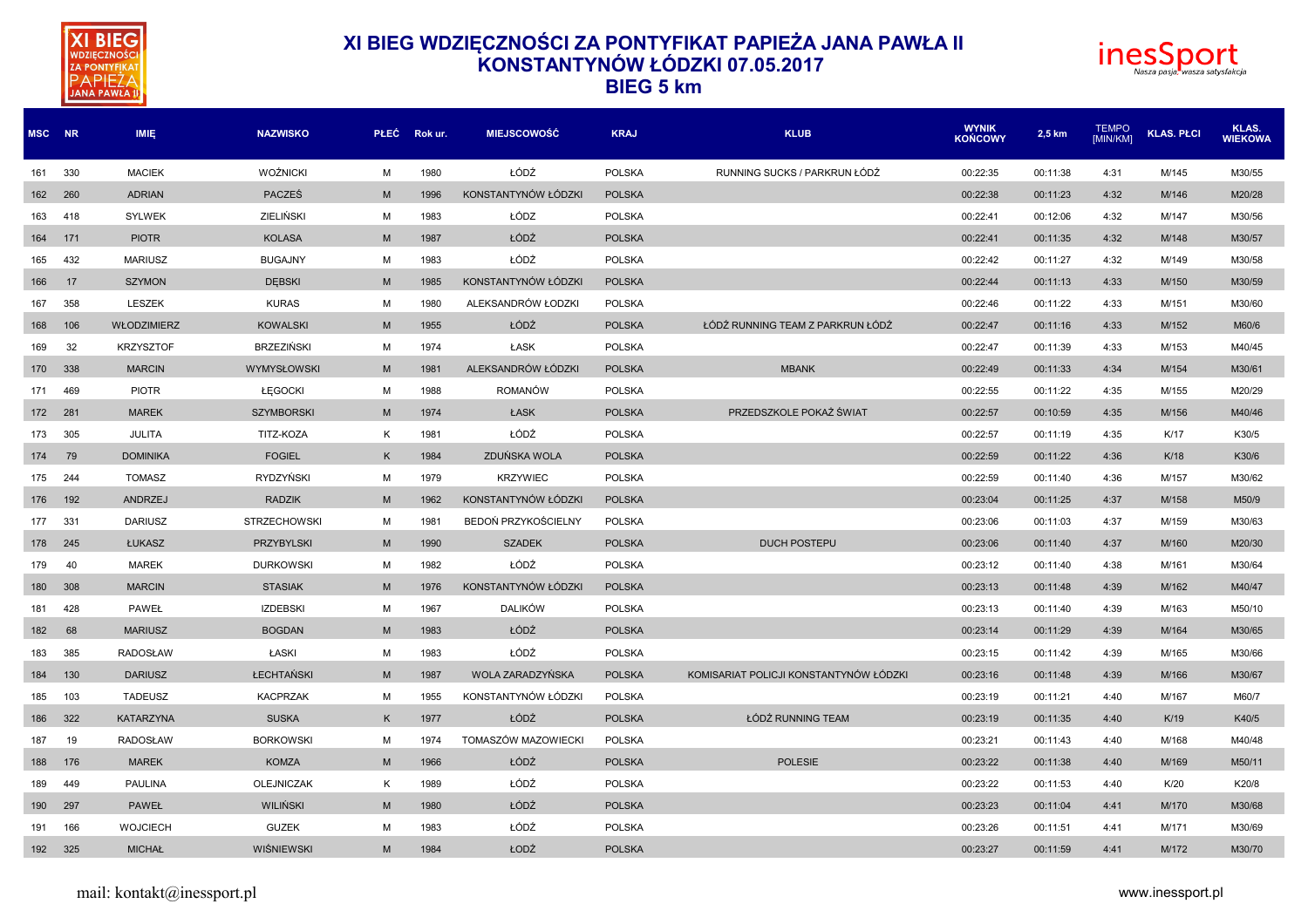# XI BIEG WDZIĘCZNOŚCI ZA PONTYFIKAT PAPIEŻA JANA PAWŁA II
## KONSTANTYNÓW ŁÓDZKI 07.05.2017
## BIEG 5 km

| MSC | NR | IMIĘ | NAZWISKO | PŁEĆ | Rok ur. | MIEJSCOWOŚĆ | KRAJ | KLUB | WYNIK KOŃCOWY | 2,5 km | TEMPO [MIN/KM] | KLAS. PŁCI | KLAS. WIEKOWA |
|---|---|---|---|---|---|---|---|---|---|---|---|---|---|
| 161 | 330 | MACIEK | WOŹNICKI | M | 1980 | ŁÓDŹ | POLSKA | RUNNING SUCKS / PARKRUN ŁÓDŹ | 00:22:35 | 00:11:38 | 4:31 | M/145 | M30/55 |
| 162 | 260 | ADRIAN | PACZEŚ | M | 1996 | KONSTANTYNÓW ŁÓDZKI | POLSKA | | 00:22:38 | 00:11:23 | 4:32 | M/146 | M20/28 |
| 163 | 418 | SYLWEK | ZIELIŃSKI | M | 1983 | ŁÓDZ | POLSKA | | 00:22:41 | 00:12:06 | 4:32 | M/147 | M30/56 |
| 164 | 171 | PIOTR | KOLASA | M | 1987 | ŁÓDŹ | POLSKA | | 00:22:41 | 00:11:35 | 4:32 | M/148 | M30/57 |
| 165 | 432 | MARIUSZ | BUGAJNY | M | 1983 | ŁÓDŹ | POLSKA | | 00:22:42 | 00:11:27 | 4:32 | M/149 | M30/58 |
| 166 | 17 | SZYMON | DĘBSKI | M | 1985 | KONSTANTYNÓW ŁÓDZKI | POLSKA | | 00:22:44 | 00:11:13 | 4:33 | M/150 | M30/59 |
| 167 | 358 | LESZEK | KURAS | M | 1980 | ALEKSANDRÓW ŁODZKI | POLSKA | | 00:22:46 | 00:11:22 | 4:33 | M/151 | M30/60 |
| 168 | 106 | WŁODZIMIERZ | KOWALSKI | M | 1955 | ŁÓDŹ | POLSKA | ŁÓDŹ RUNNING TEAM Z PARKRUN ŁÓDŹ | 00:22:47 | 00:11:16 | 4:33 | M/152 | M60/6 |
| 169 | 32 | KRZYSZTOF | BRZEZIŃSKI | M | 1974 | ŁASK | POLSKA | | 00:22:47 | 00:11:39 | 4:33 | M/153 | M40/45 |
| 170 | 338 | MARCIN | WYMYSŁOWSKI | M | 1981 | ALEKSANDRÓW ŁÓDZKI | POLSKA | MBANK | 00:22:49 | 00:11:33 | 4:34 | M/154 | M30/61 |
| 171 | 469 | PIOTR | ŁĘGOCKI | M | 1988 | ROMANÓW | POLSKA | | 00:22:55 | 00:11:22 | 4:35 | M/155 | M20/29 |
| 172 | 281 | MAREK | SZYMBORSKI | M | 1974 | ŁASK | POLSKA | PRZEDSZKOLE POKAŻ ŚWIAT | 00:22:57 | 00:10:59 | 4:35 | M/156 | M40/46 |
| 173 | 305 | JULITA | TITZ-KOZA | K | 1981 | ŁÓDŹ | POLSKA | | 00:22:57 | 00:11:19 | 4:35 | K/17 | K30/5 |
| 174 | 79 | DOMINIKA | FOGIEL | K | 1984 | ZDUŃSKA WOLA | POLSKA | | 00:22:59 | 00:11:22 | 4:36 | K/18 | K30/6 |
| 175 | 244 | TOMASZ | RYDZYŃSKI | M | 1979 | KRZYWIEC | POLSKA | | 00:22:59 | 00:11:40 | 4:36 | M/157 | M30/62 |
| 176 | 192 | ANDRZEJ | RADZIK | M | 1962 | KONSTANTYNÓW ŁÓDZKI | POLSKA | | 00:23:04 | 00:11:25 | 4:37 | M/158 | M50/9 |
| 177 | 331 | DARIUSZ | STRZECHOWSKI | M | 1981 | BEDOŃ PRZYKOŚCIELNY | POLSKA | | 00:23:06 | 00:11:03 | 4:37 | M/159 | M30/63 |
| 178 | 245 | ŁUKASZ | PRZYBYLSKI | M | 1990 | SZADEK | POLSKA | DUCH POSTEPU | 00:23:06 | 00:11:40 | 4:37 | M/160 | M20/30 |
| 179 | 40 | MAREK | DURKOWSKI | M | 1982 | ŁÓDŹ | POLSKA | | 00:23:12 | 00:11:40 | 4:38 | M/161 | M30/64 |
| 180 | 308 | MARCIN | STASIAK | M | 1976 | KONSTANTYNÓW ŁÓDZKI | POLSKA | | 00:23:13 | 00:11:48 | 4:39 | M/162 | M40/47 |
| 181 | 428 | PAWEŁ | IZDEBSKI | M | 1967 | DALIKÓW | POLSKA | | 00:23:13 | 00:11:40 | 4:39 | M/163 | M50/10 |
| 182 | 68 | MARIUSZ | BOGDAN | M | 1983 | ŁÓDŹ | POLSKA | | 00:23:14 | 00:11:29 | 4:39 | M/164 | M30/65 |
| 183 | 385 | RADOSŁAW | ŁASKI | M | 1983 | ŁÓDŹ | POLSKA | | 00:23:15 | 00:11:42 | 4:39 | M/165 | M30/66 |
| 184 | 130 | DARIUSZ | ŁECHTAŃSKI | M | 1987 | WOLA ZARADZYŃSKA | POLSKA | KOMISARIAT POLICJI KONSTANTYNÓW ŁÓDZKI | 00:23:16 | 00:11:48 | 4:39 | M/166 | M30/67 |
| 185 | 103 | TADEUSZ | KACPRZAK | M | 1955 | KONSTANTYNÓW ŁÓDZKI | POLSKA | | 00:23:19 | 00:11:21 | 4:40 | M/167 | M60/7 |
| 186 | 322 | KATARZYNA | SUSKA | K | 1977 | ŁÓDŹ | POLSKA | ŁÓDŹ RUNNING TEAM | 00:23:19 | 00:11:35 | 4:40 | K/19 | K40/5 |
| 187 | 19 | RADOSŁAW | BORKOWSKI | M | 1974 | TOMASZÓW MAZOWIECKI | POLSKA | | 00:23:21 | 00:11:43 | 4:40 | M/168 | M40/48 |
| 188 | 176 | MAREK | KOMZA | M | 1966 | ŁÓDŹ | POLSKA | POLESIE | 00:23:22 | 00:11:38 | 4:40 | M/169 | M50/11 |
| 189 | 449 | PAULINA | OLEJNICZAK | K | 1989 | ŁÓDŹ | POLSKA | | 00:23:22 | 00:11:53 | 4:40 | K/20 | K20/8 |
| 190 | 297 | PAWEŁ | WILIŃSKI | M | 1980 | ŁÓDŹ | POLSKA | | 00:23:23 | 00:11:04 | 4:41 | M/170 | M30/68 |
| 191 | 166 | WOJCIECH | GUZEK | M | 1983 | ŁÓDŹ | POLSKA | | 00:23:26 | 00:11:51 | 4:41 | M/171 | M30/69 |
| 192 | 325 | MICHAŁ | WIŚNIEWSKI | M | 1984 | ŁODŹ | POLSKA | | 00:23:27 | 00:11:59 | 4:41 | M/172 | M30/70 |

mail: kontakt@inessport.pl    www.inessport.pl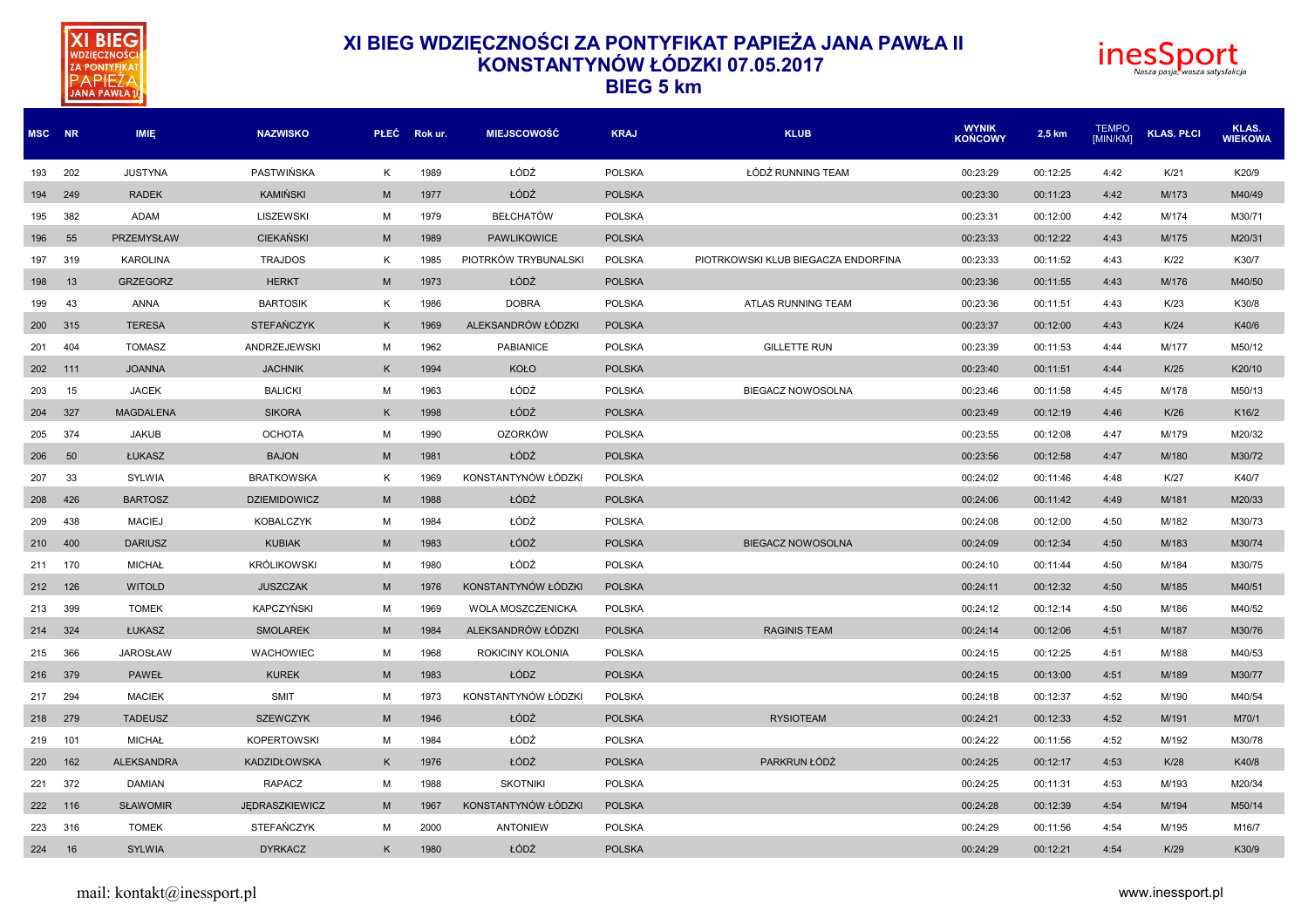# XI BIEG WDZIĘCZNOŚCI ZA PONTYFIKAT PAPIEŻA JANA PAWŁA II
## KONSTANTYNÓW ŁÓDZKI 07.05.2017
## BIEG 5 km

| MSC | NR | IMIĘ | NAZWISKO | PŁEĆ | Rok ur. | MIEJSCOWOŚĆ | KRAJ | KLUB | WYNIK KOŃCOWY | 2,5 km | TEMPO [MIN/KM] | KLAS. PŁCI | KLAS. WIEKOWA |
|---|---|---|---|---|---|---|---|---|---|---|---|---|---|
| 193 | 202 | JUSTYNA | PASTWIŃSKA | K | 1989 | ŁÓDŹ | POLSKA | ŁÓDŹ RUNNING TEAM | 00:23:29 | 00:12:25 | 4:42 | K/21 | K20/9 |
| 194 | 249 | RADEK | KAMIŃSKI | M | 1977 | ŁÓDŹ | POLSKA | | 00:23:30 | 00:11:23 | 4:42 | M/173 | M40/49 |
| 195 | 382 | ADAM | LISZEWSKI | M | 1979 | BEŁCHATÓW | POLSKA | | 00:23:31 | 00:12:00 | 4:42 | M/174 | M30/71 |
| 196 | 55 | PRZEMYSŁAW | CIEKAŃSKI | M | 1989 | PAWLIKOWICE | POLSKA | | 00:23:33 | 00:12:22 | 4:43 | M/175 | M20/31 |
| 197 | 319 | KAROLINA | TRAJDOS | K | 1985 | PIOTRKÓW TRYBUNALSKI | POLSKA | PIOTRKOWSKI KLUB BIEGACZA ENDORFINA | 00:23:33 | 00:11:52 | 4:43 | K/22 | K30/7 |
| 198 | 13 | GRZEGORZ | HERKT | M | 1973 | ŁÓDŹ | POLSKA | | 00:23:36 | 00:11:55 | 4:43 | M/176 | M40/50 |
| 199 | 43 | ANNA | BARTOSIK | K | 1986 | DOBRA | POLSKA | ATLAS RUNNING TEAM | 00:23:36 | 00:11:51 | 4:43 | K/23 | K30/8 |
| 200 | 315 | TERESA | STEFAŃCZYK | K | 1969 | ALEKSANDRÓW ŁÓDZKI | POLSKA | | 00:23:37 | 00:12:00 | 4:43 | K/24 | K40/6 |
| 201 | 404 | TOMASZ | ANDRZEJEWSKI | M | 1962 | PABIANICE | POLSKA | GILLETTE RUN | 00:23:39 | 00:11:53 | 4:44 | M/177 | M50/12 |
| 202 | 111 | JOANNA | JACHNIK | K | 1994 | KOŁO | POLSKA | | 00:23:40 | 00:11:51 | 4:44 | K/25 | K20/10 |
| 203 | 15 | JACEK | BALICKI | M | 1963 | ŁÓDŹ | POLSKA | BIEGACZ NOWOSOLNA | 00:23:46 | 00:11:58 | 4:45 | M/178 | M50/13 |
| 204 | 327 | MAGDALENA | SIKORA | K | 1998 | ŁÓDŹ | POLSKA | | 00:23:49 | 00:12:19 | 4:46 | K/26 | K16/2 |
| 205 | 374 | JAKUB | OCHOTA | M | 1990 | OZORKÓW | POLSKA | | 00:23:55 | 00:12:08 | 4:47 | M/179 | M20/32 |
| 206 | 50 | ŁUKASZ | BAJON | M | 1981 | ŁÓDŹ | POLSKA | | 00:23:56 | 00:12:58 | 4:47 | M/180 | M30/72 |
| 207 | 33 | SYLWIA | BRATKOWSKA | K | 1969 | KONSTANTYNÓW ŁÓDZKI | POLSKA | | 00:24:02 | 00:11:46 | 4:48 | K/27 | K40/7 |
| 208 | 426 | BARTOSZ | DZIEMIDOWICZ | M | 1988 | ŁÓDŹ | POLSKA | | 00:24:06 | 00:11:42 | 4:49 | M/181 | M20/33 |
| 209 | 438 | MACIEJ | KOBALCZYK | M | 1984 | ŁÓDŹ | POLSKA | | 00:24:08 | 00:12:00 | 4:50 | M/182 | M30/73 |
| 210 | 400 | DARIUSZ | KUBIAK | M | 1983 | ŁÓDŹ | POLSKA | BIEGACZ NOWOSOLNA | 00:24:09 | 00:12:34 | 4:50 | M/183 | M30/74 |
| 211 | 170 | MICHAŁ | KRÓLIKOWSKI | M | 1980 | ŁÓDŹ | POLSKA | | 00:24:10 | 00:11:44 | 4:50 | M/184 | M30/75 |
| 212 | 126 | WITOLD | JUSZCZAK | M | 1976 | KONSTANTYNÓW ŁÓDZKI | POLSKA | | 00:24:11 | 00:12:32 | 4:50 | M/185 | M40/51 |
| 213 | 399 | TOMEK | KAPCZYŃSKI | M | 1969 | WOLA MOSZCZENICKA | POLSKA | | 00:24:12 | 00:12:14 | 4:50 | M/186 | M40/52 |
| 214 | 324 | ŁUKASZ | SMOLAREK | M | 1984 | ALEKSANDRÓW ŁÓDZKI | POLSKA | RAGINIS TEAM | 00:24:14 | 00:12:06 | 4:51 | M/187 | M30/76 |
| 215 | 366 | JAROSŁAW | WACHOWIEC | M | 1968 | ROKICINY KOLONIA | POLSKA | | 00:24:15 | 00:12:25 | 4:51 | M/188 | M40/53 |
| 216 | 379 | PAWEŁ | KUREK | M | 1983 | ŁÓDZ | POLSKA | | 00:24:15 | 00:13:00 | 4:51 | M/189 | M30/77 |
| 217 | 294 | MACIEK | SMIT | M | 1973 | KONSTANTYNÓW ŁÓDZKI | POLSKA | | 00:24:18 | 00:12:37 | 4:52 | M/190 | M40/54 |
| 218 | 279 | TADEUSZ | SZEWCZYK | M | 1946 | ŁÓDŹ | POLSKA | RYSIOTEAM | 00:24:21 | 00:12:33 | 4:52 | M/191 | M70/1 |
| 219 | 101 | MICHAŁ | KOPERTOWSKI | M | 1984 | ŁÓDŹ | POLSKA | | 00:24:22 | 00:11:56 | 4:52 | M/192 | M30/78 |
| 220 | 162 | ALEKSANDRA | KADZIDŁOWSKA | K | 1976 | ŁÓDŹ | POLSKA | PARKRUN ŁÓDŹ | 00:24:25 | 00:12:17 | 4:53 | K/28 | K40/8 |
| 221 | 372 | DAMIAN | RAPACZ | M | 1988 | SKOTNIKI | POLSKA | | 00:24:25 | 00:11:31 | 4:53 | M/193 | M20/34 |
| 222 | 116 | SŁAWOMIR | JĘDRASZKIEWICZ | M | 1967 | KONSTANTYNÓW ŁÓDZKI | POLSKA | | 00:24:28 | 00:12:39 | 4:54 | M/194 | M50/14 |
| 223 | 316 | TOMEK | STEFAŃCZYK | M | 2000 | ANTONIEW | POLSKA | | 00:24:29 | 00:11:56 | 4:54 | M/195 | M16/7 |
| 224 | 16 | SYLWIA | DYRKACZ | K | 1980 | ŁÓDŹ | POLSKA | | 00:24:29 | 00:12:21 | 4:54 | K/29 | K30/9 |

mail: kontakt@inessport.pl

www.inessport.pl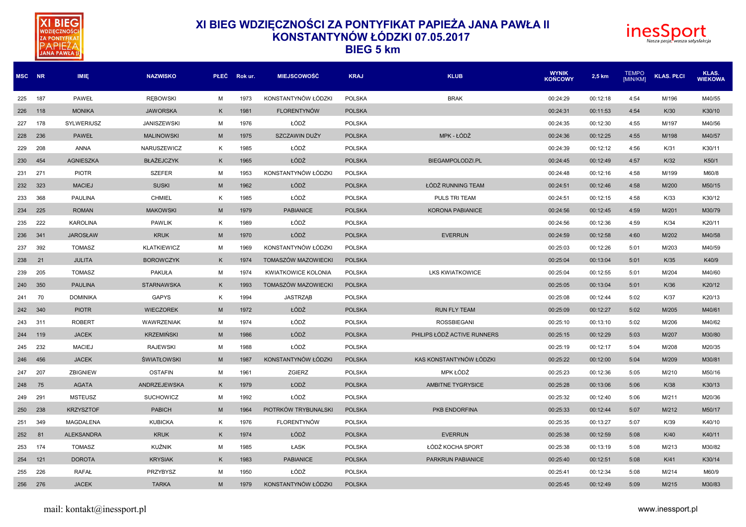# XI BIEG WDZIĘCZNOŚCI ZA PONTYFIKAT PAPIEŻA JANA PAWŁA II
## KONSTANTYNÓW ŁÓDZKI 07.05.2017
## BIEG 5 km

| MSC | NR | IMIĘ | NAZWISKO | PŁEĆ | Rok ur. | MIEJSCOWOŚĆ | KRAJ | KLUB | WYNIK KOŃCOWY | 2,5 km | TEMPO [MIN/KM] | KLAS. PŁCI | KLAS. WIEKOWA |
|---|---|---|---|---|---|---|---|---|---|---|---|---|---|
| 225 | 187 | PAWEŁ | RĘBOWSKI | M | 1973 | KONSTANTYNÓW ŁÓDZKI | POLSKA | BRAK | 00:24:29 | 00:12:18 | 4:54 | M/196 | M40/55 |
| 226 | 118 | MONIKA | JAWORSKA | K | 1981 | FLORENTYNÓW | POLSKA | | 00:24:31 | 00:11:53 | 4:54 | K/30 | K30/10 |
| 227 | 178 | SYLWERIUSZ | JANISZEWSKI | M | 1976 | ŁÓDŹ | POLSKA | | 00:24:35 | 00:12:30 | 4:55 | M/197 | M40/56 |
| 228 | 236 | PAWEŁ | MALINOWSKI | M | 1975 | SZCZAWIN DUŻY | POLSKA | MPK - ŁÓDŹ | 00:24:36 | 00:12:25 | 4:55 | M/198 | M40/57 |
| 229 | 208 | ANNA | NARUSZEWICZ | K | 1985 | ŁÓDŹ | POLSKA | | 00:24:39 | 00:12:12 | 4:56 | K/31 | K30/11 |
| 230 | 454 | AGNIESZKA | BŁAŻEJCZYK | K | 1965 | ŁÓDŹ | POLSKA | BIEGAMPOLODZI.PL | 00:24:45 | 00:12:49 | 4:57 | K/32 | K50/1 |
| 231 | 271 | PIOTR | SZEFER | M | 1953 | KONSTANTYNÓW ŁÓDZKI | POLSKA | | 00:24:48 | 00:12:16 | 4:58 | M/199 | M60/8 |
| 232 | 323 | MACIEJ | SUSKI | M | 1962 | ŁÓDŹ | POLSKA | ŁÓDŹ RUNNING TEAM | 00:24:51 | 00:12:46 | 4:58 | M/200 | M50/15 |
| 233 | 368 | PAULINA | CHMIEL | K | 1985 | ŁÓDŹ | POLSKA | PULS TRI TEAM | 00:24:51 | 00:12:15 | 4:58 | K/33 | K30/12 |
| 234 | 225 | ROMAN | MAKOWSKI | M | 1979 | PABIANICE | POLSKA | KORONA PABIANICE | 00:24:56 | 00:12:45 | 4:59 | M/201 | M30/79 |
| 235 | 222 | KAROLINA | PAWLIK | K | 1989 | ŁÓDŹ | POLSKA | | 00:24:56 | 00:12:36 | 4:59 | K/34 | K20/11 |
| 236 | 341 | JAROSŁAW | KRUK | M | 1970 | ŁÓDŹ | POLSKA | EVERRUN | 00:24:59 | 00:12:58 | 4:60 | M/202 | M40/58 |
| 237 | 392 | TOMASZ | KLATKIEWICZ | M | 1969 | KONSTANTYNÓW ŁÓDZKI | POLSKA | | 00:25:03 | 00:12:26 | 5:01 | M/203 | M40/59 |
| 238 | 21 | JULITA | BOROWCZYK | K | 1974 | TOMASZÓW MAZOWIECKI | POLSKA | | 00:25:04 | 00:13:04 | 5:01 | K/35 | K40/9 |
| 239 | 205 | TOMASZ | PAKUŁA | M | 1974 | KWIATKOWICE KOLONIA | POLSKA | LKS KWIATKOWICE | 00:25:04 | 00:12:55 | 5:01 | M/204 | M40/60 |
| 240 | 350 | PAULINA | STARNAWSKA | K | 1993 | TOMASZÓW MAZOWIECKI | POLSKA | | 00:25:05 | 00:13:04 | 5:01 | K/36 | K20/12 |
| 241 | 70 | DOMINIKA | GAPYS | K | 1994 | JASTRZĄB | POLSKA | | 00:25:08 | 00:12:44 | 5:02 | K/37 | K20/13 |
| 242 | 340 | PIOTR | WIECZOREK | M | 1972 | ŁÓDŹ | POLSKA | RUN FLY TEAM | 00:25:09 | 00:12:27 | 5:02 | M/205 | M40/61 |
| 243 | 311 | ROBERT | WAWRZENIAK | M | 1974 | ŁÓDŹ | POLSKA | ROSSBIEGANI | 00:25:10 | 00:13:10 | 5:02 | M/206 | M40/62 |
| 244 | 119 | JACEK | KRZEMIŃSKI | M | 1986 | ŁÓDŹ | POLSKA | PHILIPS ŁÓDŹ ACTIVE RUNNERS | 00:25:15 | 00:12:29 | 5:03 | M/207 | M30/80 |
| 245 | 232 | MACIEJ | RAJEWSKI | M | 1988 | ŁÓDŹ | POLSKA | | 00:25:19 | 00:12:17 | 5:04 | M/208 | M20/35 |
| 246 | 456 | JACEK | ŚWIATŁOWSKI | M | 1987 | KONSTANTYNÓW ŁÓDZKI | POLSKA | KAS KONSTANTYNÓW ŁÓDZKI | 00:25:22 | 00:12:00 | 5:04 | M/209 | M30/81 |
| 247 | 207 | ZBIGNIEW | OSTAFIN | M | 1961 | ZGIERZ | POLSKA | MPK ŁÓDŹ | 00:25:23 | 00:12:36 | 5:05 | M/210 | M50/16 |
| 248 | 75 | AGATA | ANDRZEJEWSKA | K | 1979 | ŁODŹ | POLSKA | AMBITNE TYGRYSICE | 00:25:28 | 00:13:06 | 5:06 | K/38 | K30/13 |
| 249 | 291 | MSTEUSZ | SUCHOWICZ | M | 1992 | ŁÓDŹ | POLSKA | | 00:25:32 | 00:12:40 | 5:06 | M/211 | M20/36 |
| 250 | 238 | KRZYSZTOF | PABICH | M | 1964 | PIOTRKÓW TRYBUNALSKI | POLSKA | PKB ENDORFINA | 00:25:33 | 00:12:44 | 5:07 | M/212 | M50/17 |
| 251 | 349 | MAGDALENA | KUBICKA | K | 1976 | FLORENTYNÓW | POLSKA | | 00:25:35 | 00:13:27 | 5:07 | K/39 | K40/10 |
| 252 | 81 | ALEKSANDRA | KRUK | K | 1974 | ŁÓDŹ | POLSKA | EVERRUN | 00:25:38 | 00:12:59 | 5:08 | K/40 | K40/11 |
| 253 | 174 | TOMASZ | KUŹNIK | M | 1985 | ŁASK | POLSKA | ŁÓDŹ KOCHA SPORT | 00:25:38 | 00:13:19 | 5:08 | M/213 | M30/82 |
| 254 | 121 | DOROTA | KRYSIAK | K | 1983 | PABIANICE | POLSKA | PARKRUN PABIANICE | 00:25:40 | 00:12:51 | 5:08 | K/41 | K30/14 |
| 255 | 226 | RAFAŁ | PRZYBYSZ | M | 1950 | ŁÓDŹ | POLSKA | | 00:25:41 | 00:12:34 | 5:08 | M/214 | M60/9 |
| 256 | 276 | JACEK | TARKA | M | 1979 | KONSTANTYNÓW ŁÓDZKI | POLSKA | | 00:25:45 | 00:12:49 | 5:09 | M/215 | M30/83 |

mail: kontakt@inessport.pl

www.inessport.pl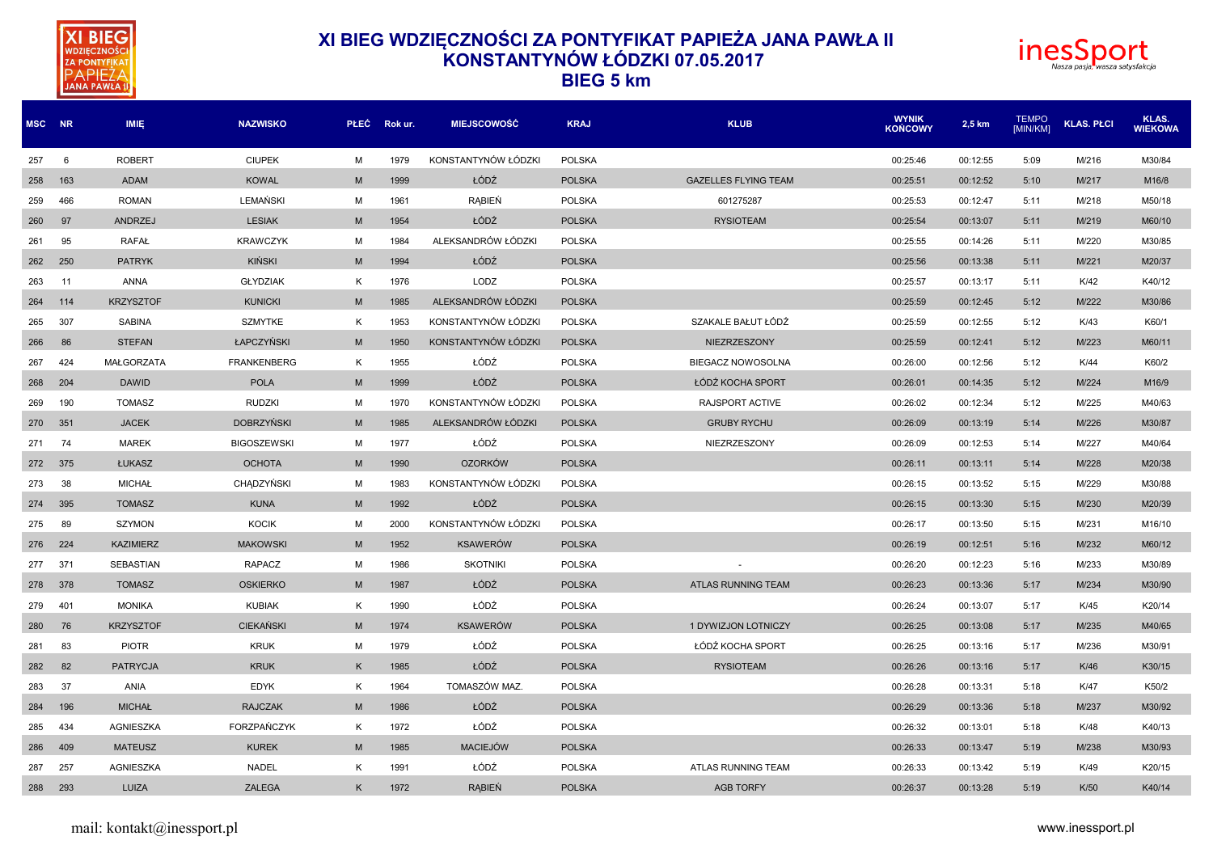# XI BIEG WDZIĘCZNOŚCI ZA PONTYFIKAT PAPIEŻA JANA PAWŁA II
## KONSTANTYNÓW ŁÓDZKI 07.05.2017
## BIEG 5 km

| MSC | NR | IMIĘ | NAZWISKO | PŁEĆ | Rok ur. | MIEJSCOWOŚĆ | KRAJ | KLUB | WYNIK KOŃCOWY | 2,5 km | TEMPO [MIN/KM] | KLAS. PŁCI | KLAS. WIEKOWA |
|---|---|---|---|---|---|---|---|---|---|---|---|---|---|
| 257 | 6 | ROBERT | CIUPEK | M | 1979 | KONSTANTYNÓW ŁÓDZKI | POLSKA | | 00:25:46 | 00:12:55 | 5:09 | M/216 | M30/84 |
| 258 | 163 | ADAM | KOWAL | M | 1999 | ŁÓDŹ | POLSKA | GAZELLES FLYING TEAM | 00:25:51 | 00:12:52 | 5:10 | M/217 | M16/8 |
| 259 | 466 | ROMAN | LEMAŃSKI | M | 1961 | RĄBIEŃ | POLSKA | 601275287 | 00:25:53 | 00:12:47 | 5:11 | M/218 | M50/18 |
| 260 | 97 | ANDRZEJ | LESIAK | M | 1954 | ŁÓDŹ | POLSKA | RYSIOTEAM | 00:25:54 | 00:13:07 | 5:11 | M/219 | M60/10 |
| 261 | 95 | RAFAŁ | KRAWCZYK | M | 1984 | ALEKSANDRÓW ŁÓDZKI | POLSKA | | 00:25:55 | 00:14:26 | 5:11 | M/220 | M30/85 |
| 262 | 250 | PATRYK | KIŃSKI | M | 1994 | ŁÓDŹ | POLSKA | | 00:25:56 | 00:13:38 | 5:11 | M/221 | M20/37 |
| 263 | 11 | ANNA | GŁYDZIAK | K | 1976 | LODZ | POLSKA | | 00:25:57 | 00:13:17 | 5:11 | K/42 | K40/12 |
| 264 | 114 | KRZYSZTOF | KUNICKI | M | 1985 | ALEKSANDRÓW ŁÓDZKI | POLSKA | | 00:25:59 | 00:12:45 | 5:12 | M/222 | M30/86 |
| 265 | 307 | SABINA | SZMYTKE | K | 1953 | KONSTANTYNÓW ŁÓDZKI | POLSKA | SZAKALE BAŁUT ŁÓDŹ | 00:25:59 | 00:12:55 | 5:12 | K/43 | K60/1 |
| 266 | 86 | STEFAN | ŁAPCZYŃSKI | M | 1950 | KONSTANTYNÓW ŁÓDZKI | POLSKA | NIEZRZESZONY | 00:25:59 | 00:12:41 | 5:12 | M/223 | M60/11 |
| 267 | 424 | MAŁGORZATA | FRANKENBERG | K | 1955 | ŁÓDŹ | POLSKA | BIEGACZ NOWOSOLNA | 00:26:00 | 00:12:56 | 5:12 | K/44 | K60/2 |
| 268 | 204 | DAWID | POLA | M | 1999 | ŁÓDŹ | POLSKA | ŁÓDŹ KOCHA SPORT | 00:26:01 | 00:14:35 | 5:12 | M/224 | M16/9 |
| 269 | 190 | TOMASZ | RUDZKI | M | 1970 | KONSTANTYNÓW ŁÓDZKI | POLSKA | RAJSPORT ACTIVE | 00:26:02 | 00:12:34 | 5:12 | M/225 | M40/63 |
| 270 | 351 | JACEK | DOBRZYŃSKI | M | 1985 | ALEKSANDRÓW ŁÓDZKI | POLSKA | GRUBY RYCHU | 00:26:09 | 00:13:19 | 5:14 | M/226 | M30/87 |
| 271 | 74 | MAREK | BIGOSZEWSKI | M | 1977 | ŁÓDŹ | POLSKA | NIEZRZESZONY | 00:26:09 | 00:12:53 | 5:14 | M/227 | M40/64 |
| 272 | 375 | ŁUKASZ | OCHOTA | M | 1990 | OZORKÓW | POLSKA | | 00:26:11 | 00:13:11 | 5:14 | M/228 | M20/38 |
| 273 | 38 | MICHAŁ | CHĄDZYŃSKI | M | 1983 | KONSTANTYNÓW ŁÓDZKI | POLSKA | | 00:26:15 | 00:13:52 | 5:15 | M/229 | M30/88 |
| 274 | 395 | TOMASZ | KUNA | M | 1992 | ŁÓDŹ | POLSKA | | 00:26:15 | 00:13:30 | 5:15 | M/230 | M20/39 |
| 275 | 89 | SZYMON | KOCIK | M | 2000 | KONSTANTYNÓW ŁÓDZKI | POLSKA | | 00:26:17 | 00:13:50 | 5:15 | M/231 | M16/10 |
| 276 | 224 | KAZIMIERZ | MAKOWSKI | M | 1952 | KSAWERÓW | POLSKA | | 00:26:19 | 00:12:51 | 5:16 | M/232 | M60/12 |
| 277 | 371 | SEBASTIAN | RAPACZ | M | 1986 | SKOTNIKI | POLSKA | - | 00:26:20 | 00:12:23 | 5:16 | M/233 | M30/89 |
| 278 | 378 | TOMASZ | OSKIERKO | M | 1987 | ŁÓDŹ | POLSKA | ATLAS RUNNING TEAM | 00:26:23 | 00:13:36 | 5:17 | M/234 | M30/90 |
| 279 | 401 | MONIKA | KUBIAK | K | 1990 | ŁÓDŹ | POLSKA | | 00:26:24 | 00:13:07 | 5:17 | K/45 | K20/14 |
| 280 | 76 | KRZYSZTOF | CIEKAŃSKI | M | 1974 | KSAWERÓW | POLSKA | 1 DYWIZJON LOTNICZY | 00:26:25 | 00:13:08 | 5:17 | M/235 | M40/65 |
| 281 | 83 | PIOTR | KRUK | M | 1979 | ŁÓDŹ | POLSKA | ŁÓDŹ KOCHA SPORT | 00:26:25 | 00:13:16 | 5:17 | M/236 | M30/91 |
| 282 | 82 | PATRYCJA | KRUK | K | 1985 | ŁÓDŹ | POLSKA | RYSIOTEAM | 00:26:26 | 00:13:16 | 5:17 | K/46 | K30/15 |
| 283 | 37 | ANIA | EDYK | K | 1964 | TOMASZÓW MAZ. | POLSKA | | 00:26:28 | 00:13:31 | 5:18 | K/47 | K50/2 |
| 284 | 196 | MICHAŁ | RAJCZAK | M | 1986 | ŁÓDŹ | POLSKA | | 00:26:29 | 00:13:36 | 5:18 | M/237 | M30/92 |
| 285 | 434 | AGNIESZKA | FORZPAŃCZYK | K | 1972 | ŁÓDŹ | POLSKA | | 00:26:32 | 00:13:01 | 5:18 | K/48 | K40/13 |
| 286 | 409 | MATEUSZ | KUREK | M | 1985 | MACIEJÓW | POLSKA | | 00:26:33 | 00:13:47 | 5:19 | M/238 | M30/93 |
| 287 | 257 | AGNIESZKA | NADEL | K | 1991 | ŁÓDŹ | POLSKA | ATLAS RUNNING TEAM | 00:26:33 | 00:13:42 | 5:19 | K/49 | K20/15 |
| 288 | 293 | LUIZA | ZALEGA | K | 1972 | RĄBIEŃ | POLSKA | AGB TORFY | 00:26:37 | 00:13:28 | 5:19 | K/50 | K40/14 |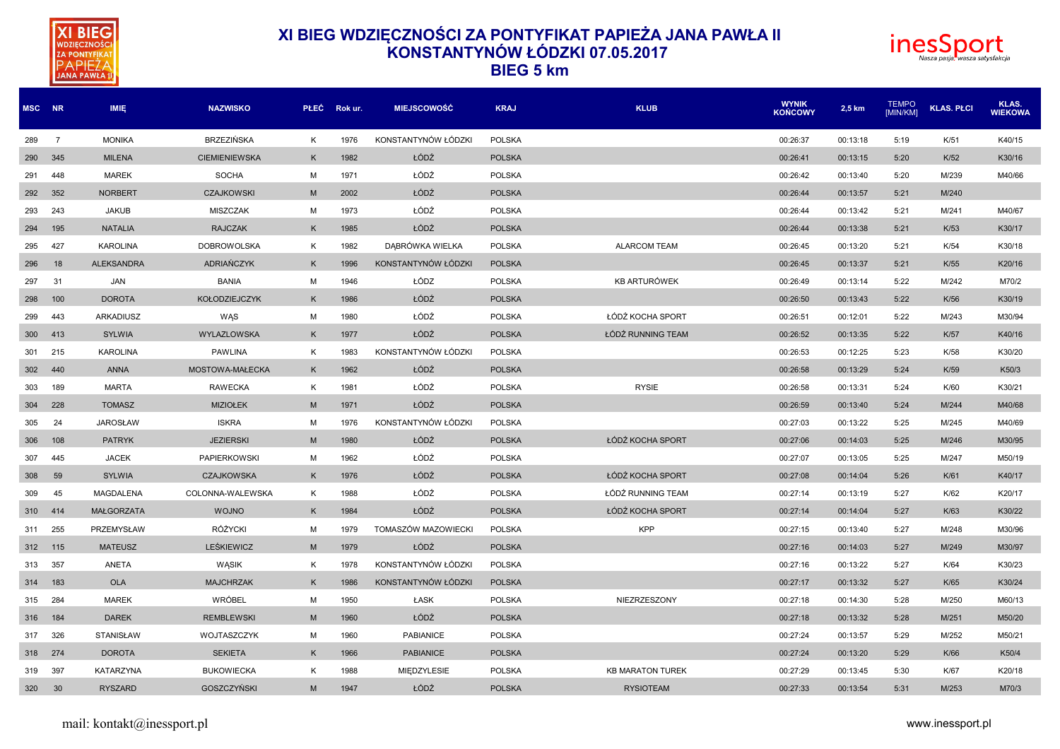# XI BIEG WDZIĘCZNOŚCI ZA PONTYFIKAT PAPIEŻA JANA PAWŁA II
## KONSTANTYNÓW ŁÓDZKI 07.05.2017
### BIEG 5 km

| MSC | NR | IMIĘ | NAZWISKO | PŁEĆ | Rok ur. | MIEJSCOWOŚĆ | KRAJ | KLUB | WYNIK KOŃCOWY | 2,5 km | TEMPO [MIN/KM] | KLAS. PŁCI | KLAS. WIEKOWA |
|---|---|---|---|---|---|---|---|---|---|---|---|---|---|
| 289 | 7 | MONIKA | BRZEZIŃSKA | K | 1976 | KONSTANTYNÓW ŁÓDZKI | POLSKA | | 00:26:37 | 00:13:18 | 5:19 | K/51 | K40/15 |
| 290 | 345 | MILENA | CIEMIENIEWSKA | K | 1982 | ŁÓDŹ | POLSKA | | 00:26:41 | 00:13:15 | 5:20 | K/52 | K30/16 |
| 291 | 448 | MAREK | SOCHA | M | 1971 | ŁÓDŹ | POLSKA | | 00:26:42 | 00:13:40 | 5:20 | M/239 | M40/66 |
| 292 | 352 | NORBERT | CZAJKOWSKI | M | 2002 | ŁÓDŹ | POLSKA | | 00:26:44 | 00:13:57 | 5:21 | M/240 | |
| 293 | 243 | JAKUB | MISZCZAK | M | 1973 | ŁÓDŹ | POLSKA | | 00:26:44 | 00:13:42 | 5:21 | M/241 | M40/67 |
| 294 | 195 | NATALIA | RAJCZAK | K | 1985 | ŁÓDŹ | POLSKA | | 00:26:44 | 00:13:38 | 5:21 | K/53 | K30/17 |
| 295 | 427 | KAROLINA | DOBROWOLSKA | K | 1982 | DĄBRÓWKA WIELKA | POLSKA | ALARCOM TEAM | 00:26:45 | 00:13:20 | 5:21 | K/54 | K30/18 |
| 296 | 18 | ALEKSANDRA | ADRIAŃCZYK | K | 1996 | KONSTANTYNÓW ŁÓDZKI | POLSKA | | 00:26:45 | 00:13:37 | 5:21 | K/55 | K20/16 |
| 297 | 31 | JAN | BANIA | M | 1946 | ŁÓDZ | POLSKA | KB ARTURÓWEK | 00:26:49 | 00:13:14 | 5:22 | M/242 | M70/2 |
| 298 | 100 | DOROTA | KOŁODZIEJCZYK | K | 1986 | ŁÓDŹ | POLSKA | | 00:26:50 | 00:13:43 | 5:22 | K/56 | K30/19 |
| 299 | 443 | ARKADIUSZ | WĄS | M | 1980 | ŁÓDŹ | POLSKA | ŁÓDŹ KOCHA SPORT | 00:26:51 | 00:12:01 | 5:22 | M/243 | M30/94 |
| 300 | 413 | SYLWIA | WYLAZLOWSKA | K | 1977 | ŁÓDŹ | POLSKA | ŁÓDŹ RUNNING TEAM | 00:26:52 | 00:13:35 | 5:22 | K/57 | K40/16 |
| 301 | 215 | KAROLINA | PAWLINA | K | 1983 | KONSTANTYNÓW ŁÓDZKI | POLSKA | | 00:26:53 | 00:12:25 | 5:23 | K/58 | K30/20 |
| 302 | 440 | ANNA | MOSTOWA-MAŁECKA | K | 1962 | ŁÓDŹ | POLSKA | | 00:26:58 | 00:13:29 | 5:24 | K/59 | K50/3 |
| 303 | 189 | MARTA | RAWECKA | K | 1981 | ŁÓDŹ | POLSKA | RYSIE | 00:26:58 | 00:13:31 | 5:24 | K/60 | K30/21 |
| 304 | 228 | TOMASZ | MIZIOŁEK | M | 1971 | ŁÓDŹ | POLSKA | | 00:26:59 | 00:13:40 | 5:24 | M/244 | M40/68 |
| 305 | 24 | JAROSŁAW | ISKRA | M | 1976 | KONSTANTYNÓW ŁÓDZKI | POLSKA | | 00:27:03 | 00:13:22 | 5:25 | M/245 | M40/69 |
| 306 | 108 | PATRYK | JEZIERSKI | M | 1980 | ŁÓDŹ | POLSKA | ŁÓDŹ KOCHA SPORT | 00:27:06 | 00:14:03 | 5:25 | M/246 | M30/95 |
| 307 | 445 | JACEK | PAPIERKOWSKI | M | 1962 | ŁÓDŹ | POLSKA | | 00:27:07 | 00:13:05 | 5:25 | M/247 | M50/19 |
| 308 | 59 | SYLWIA | CZAJKOWSKA | K | 1976 | ŁÓDŹ | POLSKA | ŁÓDŹ KOCHA SPORT | 00:27:08 | 00:14:04 | 5:26 | K/61 | K40/17 |
| 309 | 45 | MAGDALENA | COLONNA-WALEWSKA | K | 1988 | ŁÓDŹ | POLSKA | ŁÓDŹ RUNNING TEAM | 00:27:14 | 00:13:19 | 5:27 | K/62 | K20/17 |
| 310 | 414 | MAŁGORZATA | WOJNO | K | 1984 | ŁÓDŹ | POLSKA | ŁÓDŹ KOCHA SPORT | 00:27:14 | 00:14:04 | 5:27 | K/63 | K30/22 |
| 311 | 255 | PRZEMYSŁAW | RÓŻYCKI | M | 1979 | TOMASZÓW MAZOWIECKI | POLSKA | KPP | 00:27:15 | 00:13:40 | 5:27 | M/248 | M30/96 |
| 312 | 115 | MATEUSZ | LEŚKIEWICZ | M | 1979 | ŁÓDŹ | POLSKA | | 00:27:16 | 00:14:03 | 5:27 | M/249 | M30/97 |
| 313 | 357 | ANETA | WĄSIK | K | 1978 | KONSTANTYNÓW ŁÓDZKI | POLSKA | | 00:27:16 | 00:13:22 | 5:27 | K/64 | K30/23 |
| 314 | 183 | OLA | MAJCHRZAK | K | 1986 | KONSTANTYNÓW ŁÓDZKI | POLSKA | | 00:27:17 | 00:13:32 | 5:27 | K/65 | K30/24 |
| 315 | 284 | MAREK | WRÓBEL | M | 1950 | ŁASK | POLSKA | NIEZRZESZONY | 00:27:18 | 00:14:30 | 5:28 | M/250 | M60/13 |
| 316 | 184 | DAREK | REMBLEWSKI | M | 1960 | ŁÓDŹ | POLSKA | | 00:27:18 | 00:13:32 | 5:28 | M/251 | M50/20 |
| 317 | 326 | STANISŁAW | WOJTASZCZYK | M | 1960 | PABIANICE | POLSKA | | 00:27:24 | 00:13:57 | 5:29 | M/252 | M50/21 |
| 318 | 274 | DOROTA | SEKIETA | K | 1966 | PABIANICE | POLSKA | | 00:27:24 | 00:13:20 | 5:29 | K/66 | K50/4 |
| 319 | 397 | KATARZYNA | BUKOWIECKA | K | 1988 | MIĘDZYLESIE | POLSKA | KB MARATON TUREK | 00:27:29 | 00:13:45 | 5:30 | K/67 | K20/18 |
| 320 | 30 | RYSZARD | GOSZCZYŃSKI | M | 1947 | ŁÓDŹ | POLSKA | RYSIOTEAM | 00:27:33 | 00:13:54 | 5:31 | M/253 | M70/3 |

mail: kontakt@inessport.pl www.inessport.pl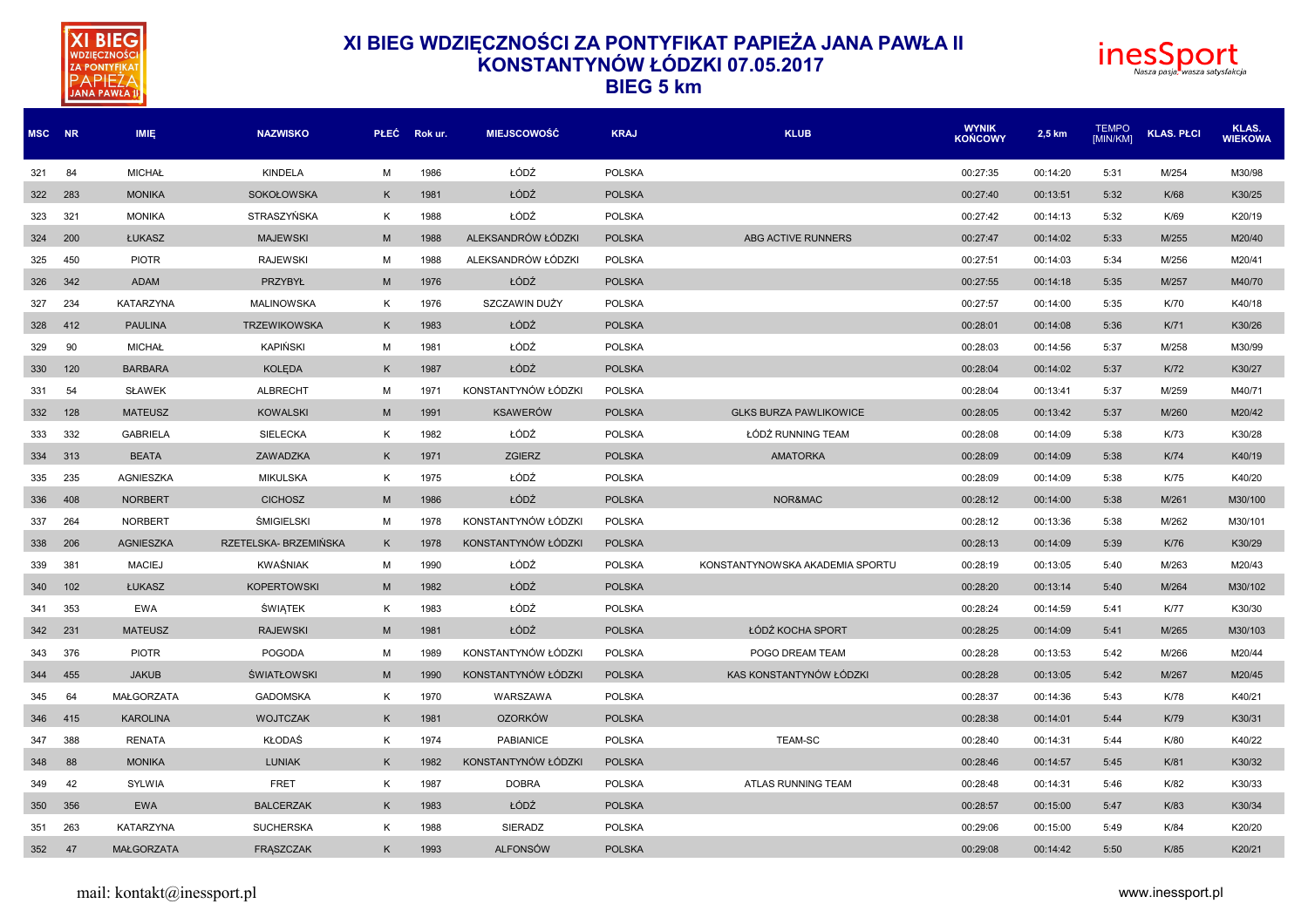# XI BIEG WDZIĘCZNOŚCI ZA PONTYFIKAT PAPIEŻA JANA PAWŁA II
## KONSTANTYNÓW ŁÓDZKI 07.05.2017
## BIEG 5 km

| MSC | NR | IMIĘ | NAZWISKO | PŁEĆ | Rok ur. | MIEJSCOWOŚĆ | KRAJ | KLUB | WYNIK KOŃCOWY | 2,5 km | TEMPO [MIN/KM] | KLAS. PŁCI | KLAS. WIEKOWA |
|---|---|---|---|---|---|---|---|---|---|---|---|---|---|
| 321 | 84 | MICHAŁ | KINDELA | M | 1986 | ŁÓDŹ | POLSKA | | 00:27:35 | 00:14:20 | 5:31 | M/254 | M30/98 |
| 322 | 283 | MONIKA | SOKOŁOWSKA | K | 1981 | ŁÓDŹ | POLSKA | | 00:27:40 | 00:13:51 | 5:32 | K/68 | K30/25 |
| 323 | 321 | MONIKA | STRASZYŃSKA | K | 1988 | ŁÓDŹ | POLSKA | | 00:27:42 | 00:14:13 | 5:32 | K/69 | K20/19 |
| 324 | 200 | ŁUKASZ | MAJEWSKI | M | 1988 | ALEKSANDRÓW ŁÓDZKI | POLSKA | ABG ACTIVE RUNNERS | 00:27:47 | 00:14:02 | 5:33 | M/255 | M20/40 |
| 325 | 450 | PIOTR | RAJEWSKI | M | 1988 | ALEKSANDRÓW ŁÓDZKI | POLSKA | | 00:27:51 | 00:14:03 | 5:34 | M/256 | M20/41 |
| 326 | 342 | ADAM | PRZYBYŁ | M | 1976 | ŁÓDŹ | POLSKA | | 00:27:55 | 00:14:18 | 5:35 | M/257 | M40/70 |
| 327 | 234 | KATARZYNA | MALINOWSKA | K | 1976 | SZCZAWIN DUŻY | POLSKA | | 00:27:57 | 00:14:00 | 5:35 | K/70 | K40/18 |
| 328 | 412 | PAULINA | TRZEWIKOWSKA | K | 1983 | ŁÓDŹ | POLSKA | | 00:28:01 | 00:14:08 | 5:36 | K/71 | K30/26 |
| 329 | 90 | MICHAŁ | KAPIŃSKI | M | 1981 | ŁÓDŹ | POLSKA | | 00:28:03 | 00:14:56 | 5:37 | M/258 | M30/99 |
| 330 | 120 | BARBARA | KOLĘDA | K | 1987 | ŁÓDŹ | POLSKA | | 00:28:04 | 00:14:02 | 5:37 | K/72 | K30/27 |
| 331 | 54 | SŁAWEK | ALBRECHT | M | 1971 | KONSTANTYNÓW ŁÓDZKI | POLSKA | | 00:28:04 | 00:13:41 | 5:37 | M/259 | M40/71 |
| 332 | 128 | MATEUSZ | KOWALSKI | M | 1991 | KSAWERÓW | POLSKA | GLKS BURZA PAWLIKOWICE | 00:28:05 | 00:13:42 | 5:37 | M/260 | M20/42 |
| 333 | 332 | GABRIELA | SIELECKA | K | 1982 | ŁÓDŹ | POLSKA | ŁÓDŹ RUNNING TEAM | 00:28:08 | 00:14:09 | 5:38 | K/73 | K30/28 |
| 334 | 313 | BEATA | ZAWADZKA | K | 1971 | ZGIERZ | POLSKA | AMATORKA | 00:28:09 | 00:14:09 | 5:38 | K/74 | K40/19 |
| 335 | 235 | AGNIESZKA | MIKULSKA | K | 1975 | ŁÓDŹ | POLSKA | | 00:28:09 | 00:14:09 | 5:38 | K/75 | K40/20 |
| 336 | 408 | NORBERT | CICHOSZ | M | 1986 | ŁÓDŹ | POLSKA | NOR&MAC | 00:28:12 | 00:14:00 | 5:38 | M/261 | M30/100 |
| 337 | 264 | NORBERT | ŚMIGIELSKI | M | 1978 | KONSTANTYNÓW ŁÓDZKI | POLSKA | | 00:28:12 | 00:13:36 | 5:38 | M/262 | M30/101 |
| 338 | 206 | AGNIESZKA | RZETELSKA- BRZEMIŃSKA | K | 1978 | KONSTANTYNÓW ŁÓDZKI | POLSKA | | 00:28:13 | 00:14:09 | 5:39 | K/76 | K30/29 |
| 339 | 381 | MACIEJ | KWAŚNIAK | M | 1990 | ŁÓDŹ | POLSKA | KONSTANTYNOWSKA AKADEMIA SPORTU | 00:28:19 | 00:13:05 | 5:40 | M/263 | M20/43 |
| 340 | 102 | ŁUKASZ | KOPERTOWSKI | M | 1982 | ŁÓDŹ | POLSKA | | 00:28:20 | 00:13:14 | 5:40 | M/264 | M30/102 |
| 341 | 353 | EWA | ŚWIĄTEK | K | 1983 | ŁÓDŹ | POLSKA | | 00:28:24 | 00:14:59 | 5:41 | K/77 | K30/30 |
| 342 | 231 | MATEUSZ | RAJEWSKI | M | 1981 | ŁÓDŹ | POLSKA | ŁÓDŹ KOCHA SPORT | 00:28:25 | 00:14:09 | 5:41 | M/265 | M30/103 |
| 343 | 376 | PIOTR | POGODA | M | 1989 | KONSTANTYNÓW ŁÓDZKI | POLSKA | POGO DREAM TEAM | 00:28:28 | 00:13:53 | 5:42 | M/266 | M20/44 |
| 344 | 455 | JAKUB | ŚWIATŁOWSKI | M | 1990 | KONSTANTYNÓW ŁÓDZKI | POLSKA | KAS KONSTANTYNÓW ŁÓDZKI | 00:28:28 | 00:13:05 | 5:42 | M/267 | M20/45 |
| 345 | 64 | MAŁGORZATA | GADOMSKA | K | 1970 | WARSZAWA | POLSKA | | 00:28:37 | 00:14:36 | 5:43 | K/78 | K40/21 |
| 346 | 415 | KAROLINA | WOJTCZAK | K | 1981 | OZORKÓW | POLSKA | | 00:28:38 | 00:14:01 | 5:44 | K/79 | K30/31 |
| 347 | 388 | RENATA | KŁODAŚ | K | 1974 | PABIANICE | POLSKA | TEAM-SC | 00:28:40 | 00:14:31 | 5:44 | K/80 | K40/22 |
| 348 | 88 | MONIKA | LUNIAK | K | 1982 | KONSTANTYNÓW ŁÓDZKI | POLSKA | | 00:28:46 | 00:14:57 | 5:45 | K/81 | K30/32 |
| 349 | 42 | SYLWIA | FRET | K | 1987 | DOBRA | POLSKA | ATLAS RUNNING TEAM | 00:28:48 | 00:14:31 | 5:46 | K/82 | K30/33 |
| 350 | 356 | EWA | BALCERZAK | K | 1983 | ŁÓDŹ | POLSKA | | 00:28:57 | 00:15:00 | 5:47 | K/83 | K30/34 |
| 351 | 263 | KATARZYNA | SUCHERSKA | K | 1988 | SIERADZ | POLSKA | | 00:29:06 | 00:15:00 | 5:49 | K/84 | K20/20 |
| 352 | 47 | MAŁGORZATA | FRĄSZCZAK | K | 1993 | ALFONSÓW | POLSKA | | 00:29:08 | 00:14:42 | 5:50 | K/85 | K20/21 |

mail: kontakt@inessport.pl www.inessport.pl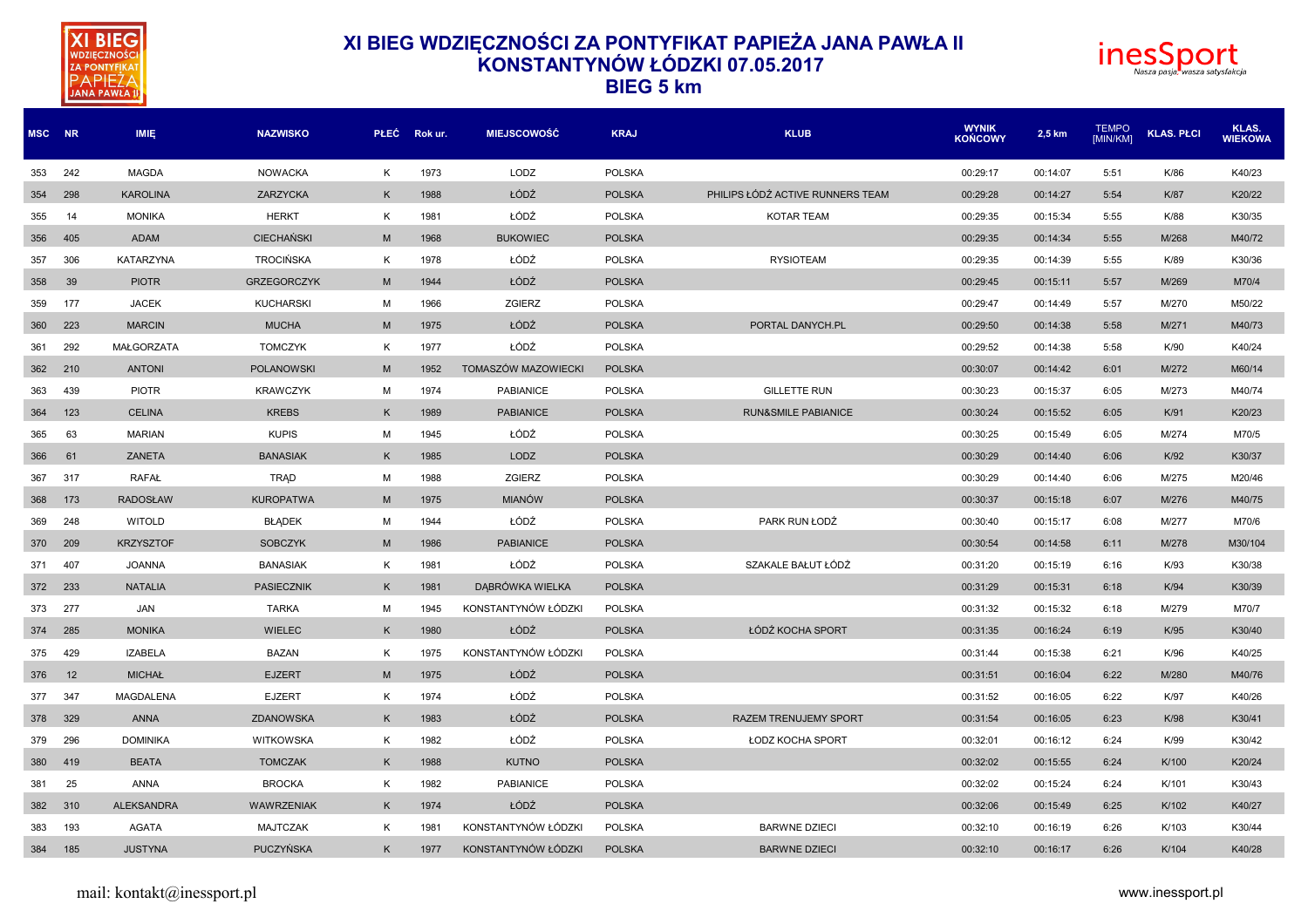# XI BIEG WDZIĘCZNOŚCI ZA PONTYFIKAT PAPIEŻA JANA PAWŁA II
## KONSTANTYNÓW ŁÓDZKI 07.05.2017
## BIEG 5 km

| MSC | NR | IMIĘ | NAZWISKO | PŁEĆ | Rok ur. | MIEJSCOWOŚĆ | KRAJ | KLUB | WYNIK KOŃCOWY | 2,5 km | TEMPO [MIN/KM] | KLAS. PŁCI | KLAS. WIEKOWA |
|---|---|---|---|---|---|---|---|---|---|---|---|---|---|
| 353 | 242 | MAGDA | NOWACKA | K | 1973 | LODZ | POLSKA | | 00:29:17 | 00:14:07 | 5:51 | K/86 | K40/23 |
| 354 | 298 | KAROLINA | ZARZYCKA | K | 1988 | ŁÓDŹ | POLSKA | PHILIPS ŁÓDŹ ACTIVE RUNNERS TEAM | 00:29:28 | 00:14:27 | 5:54 | K/87 | K20/22 |
| 355 | 14 | MONIKA | HERKT | K | 1981 | ŁÓDŹ | POLSKA | KOTAR TEAM | 00:29:35 | 00:15:34 | 5:55 | K/88 | K30/35 |
| 356 | 405 | ADAM | CIECHAŃSKI | M | 1968 | BUKOWIEC | POLSKA | | 00:29:35 | 00:14:34 | 5:55 | M/268 | M40/72 |
| 357 | 306 | KATARZYNA | TROCIŃSKA | K | 1978 | ŁÓDŹ | POLSKA | RYSIOTEAM | 00:29:35 | 00:14:39 | 5:55 | K/89 | K30/36 |
| 358 | 39 | PIOTR | GRZEGORCZYK | M | 1944 | ŁÓDŹ | POLSKA | | 00:29:45 | 00:15:11 | 5:57 | M/269 | M70/4 |
| 359 | 177 | JACEK | KUCHARSKI | M | 1966 | ZGIERZ | POLSKA | | 00:29:47 | 00:14:49 | 5:57 | M/270 | M50/22 |
| 360 | 223 | MARCIN | MUCHA | M | 1975 | ŁÓDŹ | POLSKA | PORTAL DANYCH.PL | 00:29:50 | 00:14:38 | 5:58 | M/271 | M40/73 |
| 361 | 292 | MAŁGORZATA | TOMCZYK | K | 1977 | ŁÓDŹ | POLSKA | | 00:29:52 | 00:14:38 | 5:58 | K/90 | K40/24 |
| 362 | 210 | ANTONI | POLANOWSKI | M | 1952 | TOMASZÓW MAZOWIECKI | POLSKA | | 00:30:07 | 00:14:42 | 6:01 | M/272 | M60/14 |
| 363 | 439 | PIOTR | KRAWCZYK | M | 1974 | PABIANICE | POLSKA | GILLETTE RUN | 00:30:23 | 00:15:37 | 6:05 | M/273 | M40/74 |
| 364 | 123 | CELINA | KREBS | K | 1989 | PABIANICE | POLSKA | RUN&SMILE PABIANICE | 00:30:24 | 00:15:52 | 6:05 | K/91 | K20/23 |
| 365 | 63 | MARIAN | KUPIS | M | 1945 | ŁÓDŹ | POLSKA | | 00:30:25 | 00:15:49 | 6:05 | M/274 | M70/5 |
| 366 | 61 | ZANETA | BANASIAK | K | 1985 | LODZ | POLSKA | | 00:30:29 | 00:14:40 | 6:06 | K/92 | K30/37 |
| 367 | 317 | RAFAŁ | TRĄD | M | 1988 | ZGIERZ | POLSKA | | 00:30:29 | 00:14:40 | 6:06 | M/275 | M20/46 |
| 368 | 173 | RADOSŁAW | KUROPATWA | M | 1975 | MIANÓW | POLSKA | | 00:30:37 | 00:15:18 | 6:07 | M/276 | M40/75 |
| 369 | 248 | WITOLD | BŁĄDEK | M | 1944 | ŁÓDŹ | POLSKA | PARK RUN ŁODŹ | 00:30:40 | 00:15:17 | 6:08 | M/277 | M70/6 |
| 370 | 209 | KRZYSZTOF | SOBCZYK | M | 1986 | PABIANICE | POLSKA | | 00:30:54 | 00:14:58 | 6:11 | M/278 | M30/104 |
| 371 | 407 | JOANNA | BANASIAK | K | 1981 | ŁÓDŹ | POLSKA | SZAKALE BAŁUT ŁÓDŹ | 00:31:20 | 00:15:19 | 6:16 | K/93 | K30/38 |
| 372 | 233 | NATALIA | PASIECZNIK | K | 1981 | DĄBRÓWKA WIELKA | POLSKA | | 00:31:29 | 00:15:31 | 6:18 | K/94 | K30/39 |
| 373 | 277 | JAN | TARKA | M | 1945 | KONSTANTYNÓW ŁÓDZKI | POLSKA | | 00:31:32 | 00:15:32 | 6:18 | M/279 | M70/7 |
| 374 | 285 | MONIKA | WIELEC | K | 1980 | ŁÓDŹ | POLSKA | ŁÓDŹ KOCHA SPORT | 00:31:35 | 00:16:24 | 6:19 | K/95 | K30/40 |
| 375 | 429 | IZABELA | BAZAN | K | 1975 | KONSTANTYNÓW ŁÓDZKI | POLSKA | | 00:31:44 | 00:15:38 | 6:21 | K/96 | K40/25 |
| 376 | 12 | MICHAŁ | EJZERT | M | 1975 | ŁÓDŹ | POLSKA | | 00:31:51 | 00:16:04 | 6:22 | M/280 | M40/76 |
| 377 | 347 | MAGDALENA | EJZERT | K | 1974 | ŁÓDŹ | POLSKA | | 00:31:52 | 00:16:05 | 6:22 | K/97 | K40/26 |
| 378 | 329 | ANNA | ZDANOWSKA | K | 1983 | ŁÓDŹ | POLSKA | RAZEM TRENUJEMY SPORT | 00:31:54 | 00:16:05 | 6:23 | K/98 | K30/41 |
| 379 | 296 | DOMINIKA | WITKOWSKA | K | 1982 | ŁÓDŹ | POLSKA | ŁODZ KOCHA SPORT | 00:32:01 | 00:16:12 | 6:24 | K/99 | K30/42 |
| 380 | 419 | BEATA | TOMCZAK | K | 1988 | KUTNO | POLSKA | | 00:32:02 | 00:15:55 | 6:24 | K/100 | K20/24 |
| 381 | 25 | ANNA | BROCKA | K | 1982 | PABIANICE | POLSKA | | 00:32:02 | 00:15:24 | 6:24 | K/101 | K30/43 |
| 382 | 310 | ALEKSANDRA | WAWRZENIAK | K | 1974 | ŁÓDŹ | POLSKA | | 00:32:06 | 00:15:49 | 6:25 | K/102 | K40/27 |
| 383 | 193 | AGATA | MAJTCZAK | K | 1981 | KONSTANTYNÓW ŁÓDZKI | POLSKA | BARWNE DZIECI | 00:32:10 | 00:16:19 | 6:26 | K/103 | K30/44 |
| 384 | 185 | JUSTYNA | PUCZYŃSKA | K | 1977 | KONSTANTYNÓW ŁÓDZKI | POLSKA | BARWNE DZIECI | 00:32:10 | 00:16:17 | 6:26 | K/104 | K40/28 |

mail: kontakt@inessport.pl

www.inessport.pl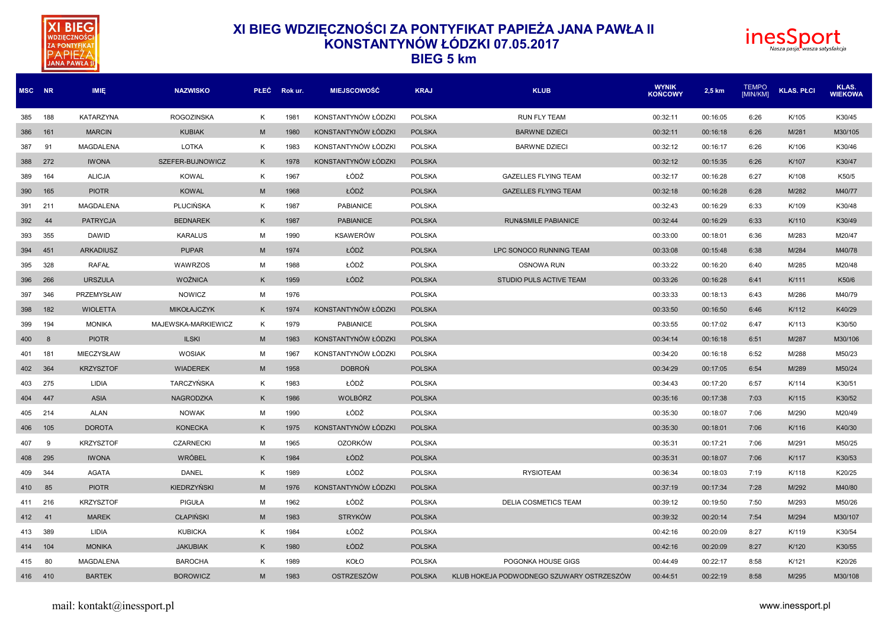# XI BIEG WDZIĘCZNOŚCI ZA PONTYFIKAT PAPIEŻA JANA PAWŁA II
## KONSTANTYNÓW ŁÓDZKI 07.05.2017
## BIEG 5 km

| MSC | NR | IMIĘ | NAZWISKO | PŁEĆ | Rok ur. | MIEJSCOWOŚĆ | KRAJ | KLUB | WYNIK KOŃCOWY | 2,5 km | TEMPO [MIN/KM] | KLAS. PŁCI | KLAS. WIEKOWA |
|---|---|---|---|---|---|---|---|---|---|---|---|---|---|
| 385 | 188 | KATARZYNA | ROGOZINSKA | K | 1981 | KONSTANTYNÓW ŁÓDZKI | POLSKA | RUN FLY TEAM | 00:32:11 | 00:16:05 | 6:26 | K/105 | K30/45 |
| 386 | 161 | MARCIN | KUBIAK | M | 1980 | KONSTANTYNÓW ŁÓDZKI | POLSKA | BARWNE DZIECI | 00:32:11 | 00:16:18 | 6:26 | M/281 | M30/105 |
| 387 | 91 | MAGDALENA | LOTKA | K | 1983 | KONSTANTYNÓW ŁÓDZKI | POLSKA | BARWNE DZIECI | 00:32:12 | 00:16:17 | 6:26 | K/106 | K30/46 |
| 388 | 272 | IWONA | SZEFER-BUJNOWICZ | K | 1978 | KONSTANTYNÓW ŁÓDZKI | POLSKA | | 00:32:12 | 00:15:35 | 6:26 | K/107 | K30/47 |
| 389 | 164 | ALICJA | KOWAL | K | 1967 | ŁÓDŹ | POLSKA | GAZELLES FLYING TEAM | 00:32:17 | 00:16:28 | 6:27 | K/108 | K50/5 |
| 390 | 165 | PIOTR | KOWAL | M | 1968 | ŁÓDŹ | POLSKA | GAZELLES FLYING TEAM | 00:32:18 | 00:16:28 | 6:28 | M/282 | M40/77 |
| 391 | 211 | MAGDALENA | PLUCIŃSKA | K | 1987 | PABIANICE | POLSKA | | 00:32:43 | 00:16:29 | 6:33 | K/109 | K30/48 |
| 392 | 44 | PATRYCJA | BEDNAREK | K | 1987 | PABIANICE | POLSKA | RUN&SMILE PABIANICE | 00:32:44 | 00:16:29 | 6:33 | K/110 | K30/49 |
| 393 | 355 | DAWID | KARALUS | M | 1990 | KSAWERÓW | POLSKA | | 00:33:00 | 00:18:01 | 6:36 | M/283 | M20/47 |
| 394 | 451 | ARKADIUSZ | PUPAR | M | 1974 | ŁÓDŹ | POLSKA | LPC SONOCO RUNNING TEAM | 00:33:08 | 00:15:48 | 6:38 | M/284 | M40/78 |
| 395 | 328 | RAFAŁ | WAWRZOS | M | 1988 | ŁÓDŹ | POLSKA | OSNOWA RUN | 00:33:22 | 00:16:20 | 6:40 | M/285 | M20/48 |
| 396 | 266 | URSZULA | WOŹNICA | K | 1959 | ŁÓDŹ | POLSKA | STUDIO PULS ACTIVE TEAM | 00:33:26 | 00:16:28 | 6:41 | K/111 | K50/6 |
| 397 | 346 | PRZEMYSŁAW | NOWICZ | M | 1976 | | POLSKA | | 00:33:33 | 00:18:13 | 6:43 | M/286 | M40/79 |
| 398 | 182 | WIOLETTA | MIKOŁAJCZYK | K | 1974 | KONSTANTYNÓW ŁÓDZKI | POLSKA | | 00:33:50 | 00:16:50 | 6:46 | K/112 | K40/29 |
| 399 | 194 | MONIKA | MAJEWSKA-MARKIEWICZ | K | 1979 | PABIANICE | POLSKA | | 00:33:55 | 00:17:02 | 6:47 | K/113 | K30/50 |
| 400 | 8 | PIOTR | ILSKI | M | 1983 | KONSTANTYNÓW ŁÓDZKI | POLSKA | | 00:34:14 | 00:16:18 | 6:51 | M/287 | M30/106 |
| 401 | 181 | MIECZYSŁAW | WOSIAK | M | 1967 | KONSTANTYNÓW ŁÓDZKI | POLSKA | | 00:34:20 | 00:16:18 | 6:52 | M/288 | M50/23 |
| 402 | 364 | KRZYSZTOF | WIADEREK | M | 1958 | DOBROŃ | POLSKA | | 00:34:29 | 00:17:05 | 6:54 | M/289 | M50/24 |
| 403 | 275 | LIDIA | TARCZYŃSKA | K | 1983 | ŁÓDŹ | POLSKA | | 00:34:43 | 00:17:20 | 6:57 | K/114 | K30/51 |
| 404 | 447 | ASIA | NAGRODZKA | K | 1986 | WOLBÓRZ | POLSKA | | 00:35:16 | 00:17:38 | 7:03 | K/115 | K30/52 |
| 405 | 214 | ALAN | NOWAK | M | 1990 | ŁÓDŹ | POLSKA | | 00:35:30 | 00:18:07 | 7:06 | M/290 | M20/49 |
| 406 | 105 | DOROTA | KONECKA | K | 1975 | KONSTANTYNÓW ŁÓDZKI | POLSKA | | 00:35:30 | 00:18:01 | 7:06 | K/116 | K40/30 |
| 407 | 9 | KRZYSZTOF | CZARNECKI | M | 1965 | OZORKÓW | POLSKA | | 00:35:31 | 00:17:21 | 7:06 | M/291 | M50/25 |
| 408 | 295 | IWONA | WRÓBEL | K | 1984 | ŁÓDŹ | POLSKA | | 00:35:31 | 00:18:07 | 7:06 | K/117 | K30/53 |
| 409 | 344 | AGATA | DANEL | K | 1989 | ŁÓDŹ | POLSKA | RYSIOTEAM | 00:36:34 | 00:18:03 | 7:19 | K/118 | K20/25 |
| 410 | 85 | PIOTR | KIEDRZYŃSKI | M | 1976 | KONSTANTYNÓW ŁÓDZKI | POLSKA | | 00:37:19 | 00:17:34 | 7:28 | M/292 | M40/80 |
| 411 | 216 | KRZYSZTOF | PIGUŁA | M | 1962 | ŁÓDŹ | POLSKA | DELIA COSMETICS TEAM | 00:39:12 | 00:19:50 | 7:50 | M/293 | M50/26 |
| 412 | 41 | MAREK | CŁAPIŃSKI | M | 1983 | STRYKÓW | POLSKA | | 00:39:32 | 00:20:14 | 7:54 | M/294 | M30/107 |
| 413 | 389 | LIDIA | KUBICKA | K | 1984 | ŁÓDŹ | POLSKA | | 00:42:16 | 00:20:09 | 8:27 | K/119 | K30/54 |
| 414 | 104 | MONIKA | JAKUBIAK | K | 1980 | ŁÓDŹ | POLSKA | | 00:42:16 | 00:20:09 | 8:27 | K/120 | K30/55 |
| 415 | 80 | MAGDALENA | BAROCHA | K | 1989 | KOŁO | POLSKA | POGONKA HOUSE GIGS | 00:44:49 | 00:22:17 | 8:58 | K/121 | K20/26 |
| 416 | 410 | BARTEK | BOROWICZ | M | 1983 | OSTRZESZÓW | POLSKA | KLUB HOKEJA PODWODNEGO SZUWARY OSTRZESZÓW | 00:44:51 | 00:22:19 | 8:58 | M/295 | M30/108 |

mail: kontakt@inessport.pl

www.inessport.pl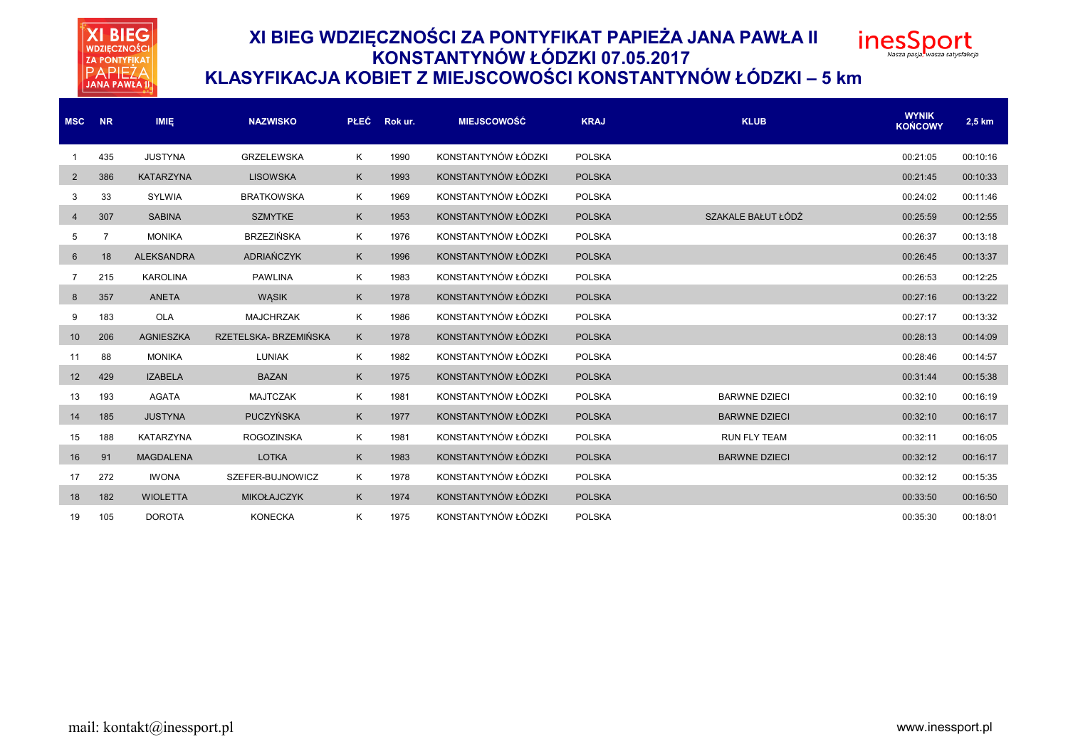# XI BIEG WDZIĘCZNOŚCI ZA PONTYFIKAT PAPIEŻA JANA PAWŁA II
## KONSTANTYNÓW ŁÓDZKI 07.05.2017
## KLASYFIKACJA KOBIET Z MIEJSCOWOŚCI KONSTANTYNÓW ŁÓDZKI – 5 km

| MSC | NR | IMIĘ | NAZWISKO | PŁEĆ | Rok ur. | MIEJSCOWOŚĆ | KRAJ | KLUB | WYNIK KOŃCOWY | 2,5 km |
|---|---|---|---|---|---|---|---|---|---|---|
| 1 | 435 | JUSTYNA | GRZELEWSKA | K | 1990 | KONSTANTYNÓW ŁÓDZKI | POLSKA | | 00:21:05 | 00:10:16 |
| 2 | 386 | KATARZYNA | LISOWSKA | K | 1993 | KONSTANTYNÓW ŁÓDZKI | POLSKA | | 00:21:45 | 00:10:33 |
| 3 | 33 | SYLWIA | BRATKOWSKA | K | 1969 | KONSTANTYNÓW ŁÓDZKI | POLSKA | | 00:24:02 | 00:11:46 |
| 4 | 307 | SABINA | SZMYTKE | K | 1953 | KONSTANTYNÓW ŁÓDZKI | POLSKA | SZAKALE BAŁUT ŁÓDŹ | 00:25:59 | 00:12:55 |
| 5 | 7 | MONIKA | BRZEZIŃSKA | K | 1976 | KONSTANTYNÓW ŁÓDZKI | POLSKA | | 00:26:37 | 00:13:18 |
| 6 | 18 | ALEKSANDRA | ADRIAŃCZYK | K | 1996 | KONSTANTYNÓW ŁÓDZKI | POLSKA | | 00:26:45 | 00:13:37 |
| 7 | 215 | KAROLINA | PAWLINA | K | 1983 | KONSTANTYNÓW ŁÓDZKI | POLSKA | | 00:26:53 | 00:12:25 |
| 8 | 357 | ANETA | WĄSIK | K | 1978 | KONSTANTYNÓW ŁÓDZKI | POLSKA | | 00:27:16 | 00:13:22 |
| 9 | 183 | OLA | MAJCHRZAK | K | 1986 | KONSTANTYNÓW ŁÓDZKI | POLSKA | | 00:27:17 | 00:13:32 |
| 10 | 206 | AGNIESZKA | RZETELSKA- BRZEMIŃSKA | K | 1978 | KONSTANTYNÓW ŁÓDZKI | POLSKA | | 00:28:13 | 00:14:09 |
| 11 | 88 | MONIKA | LUNIAK | K | 1982 | KONSTANTYNÓW ŁÓDZKI | POLSKA | | 00:28:46 | 00:14:57 |
| 12 | 429 | IZABELA | BAZAN | K | 1975 | KONSTANTYNÓW ŁÓDZKI | POLSKA | | 00:31:44 | 00:15:38 |
| 13 | 193 | AGATA | MAJTCZAK | K | 1981 | KONSTANTYNÓW ŁÓDZKI | POLSKA | BARWNE DZIECI | 00:32:10 | 00:16:19 |
| 14 | 185 | JUSTYNA | PUCZYŃSKA | K | 1977 | KONSTANTYNÓW ŁÓDZKI | POLSKA | BARWNE DZIECI | 00:32:10 | 00:16:17 |
| 15 | 188 | KATARZYNA | ROGOZINSKA | K | 1981 | KONSTANTYNÓW ŁÓDZKI | POLSKA | RUN FLY TEAM | 00:32:11 | 00:16:05 |
| 16 | 91 | MAGDALENA | LOTKA | K | 1983 | KONSTANTYNÓW ŁÓDZKI | POLSKA | BARWNE DZIECI | 00:32:12 | 00:16:17 |
| 17 | 272 | IWONA | SZEFER-BUJNOWICZ | K | 1978 | KONSTANTYNÓW ŁÓDZKI | POLSKA | | 00:32:12 | 00:15:35 |
| 18 | 182 | WIOLETTA | MIKOŁAJCZYK | K | 1974 | KONSTANTYNÓW ŁÓDZKI | POLSKA | | 00:33:50 | 00:16:50 |
| 19 | 105 | DOROTA | KONECKA | K | 1975 | KONSTANTYNÓW ŁÓDZKI | POLSKA | | 00:35:30 | 00:18:01 |

mail: kontakt@inessport.pl

www.inessport.pl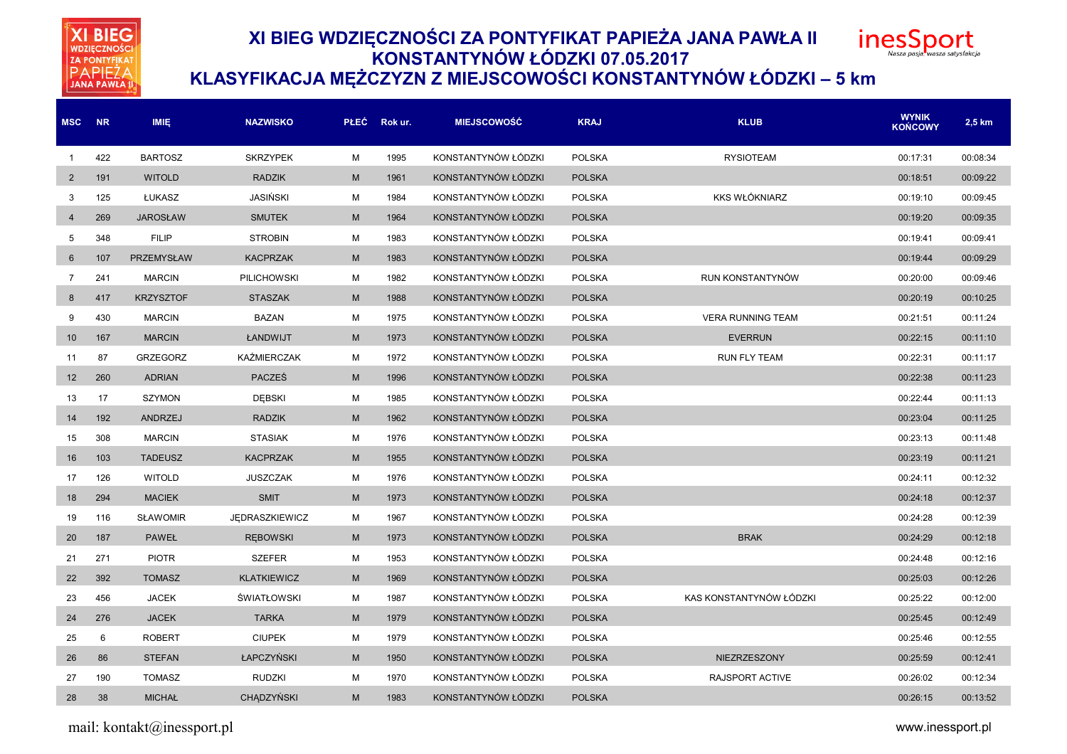# XI BIEG WDZIĘCZNOŚCI ZA PONTYFIKAT PAPIEŻA JANA PAWŁA II
# KONSTANTYNÓW ŁÓDZKI 07.05.2017
# KLASYFIKACJA MĘŻCZYZN Z MIEJSCOWOŚCI KONSTANTYNÓW ŁÓDZKI – 5 km

| MSC | NR | IMIĘ | NAZWISKO | PŁEĆ | Rok ur. | MIEJSCOWOŚĆ | KRAJ | KLUB | WYNIK KOŃCOWY | 2,5 km |
|---|---|---|---|---|---|---|---|---|---|---|
| 1 | 422 | BARTOSZ | SKRZYPEK | M | 1995 | KONSTANTYNÓW ŁÓDZKI | POLSKA | RYSIOTEAM | 00:17:31 | 00:08:34 |
| 2 | 191 | WITOLD | RADZIK | M | 1961 | KONSTANTYNÓW ŁÓDZKI | POLSKA | | 00:18:51 | 00:09:22 |
| 3 | 125 | ŁUKASZ | JASIŃSKI | M | 1984 | KONSTANTYNÓW ŁÓDZKI | POLSKA | KKS WŁÓKNIARZ | 00:19:10 | 00:09:45 |
| 4 | 269 | JAROSŁAW | SMUTEK | M | 1964 | KONSTANTYNÓW ŁÓDZKI | POLSKA | | 00:19:20 | 00:09:35 |
| 5 | 348 | FILIP | STROBIN | M | 1983 | KONSTANTYNÓW ŁÓDZKI | POLSKA | | 00:19:41 | 00:09:41 |
| 6 | 107 | PRZEMYSŁAW | KACPRZAK | M | 1983 | KONSTANTYNÓW ŁÓDZKI | POLSKA | | 00:19:44 | 00:09:29 |
| 7 | 241 | MARCIN | PILICHOWSKI | M | 1982 | KONSTANTYNÓW ŁÓDZKI | POLSKA | RUN KONSTANTYNÓW | 00:20:00 | 00:09:46 |
| 8 | 417 | KRZYSZTOF | STASZAK | M | 1988 | KONSTANTYNÓW ŁÓDZKI | POLSKA | | 00:20:19 | 00:10:25 |
| 9 | 430 | MARCIN | BAZAN | M | 1975 | KONSTANTYNÓW ŁÓDZKI | POLSKA | VERA RUNNING TEAM | 00:21:51 | 00:11:24 |
| 10 | 167 | MARCIN | ŁANDWIJT | M | 1973 | KONSTANTYNÓW ŁÓDZKI | POLSKA | EVERRUN | 00:22:15 | 00:11:10 |
| 11 | 87 | GRZEGORZ | KAŹMIERCZAK | M | 1972 | KONSTANTYNÓW ŁÓDZKI | POLSKA | RUN FLY TEAM | 00:22:31 | 00:11:17 |
| 12 | 260 | ADRIAN | PACZEŚ | M | 1996 | KONSTANTYNÓW ŁÓDZKI | POLSKA | | 00:22:38 | 00:11:23 |
| 13 | 17 | SZYMON | DĘBSKI | M | 1985 | KONSTANTYNÓW ŁÓDZKI | POLSKA | | 00:22:44 | 00:11:13 |
| 14 | 192 | ANDRZEJ | RADZIK | M | 1962 | KONSTANTYNÓW ŁÓDZKI | POLSKA | | 00:23:04 | 00:11:25 |
| 15 | 308 | MARCIN | STASIAK | M | 1976 | KONSTANTYNÓW ŁÓDZKI | POLSKA | | 00:23:13 | 00:11:48 |
| 16 | 103 | TADEUSZ | KACPRZAK | M | 1955 | KONSTANTYNÓW ŁÓDZKI | POLSKA | | 00:23:19 | 00:11:21 |
| 17 | 126 | WITOLD | JUSZCZAK | M | 1976 | KONSTANTYNÓW ŁÓDZKI | POLSKA | | 00:24:11 | 00:12:32 |
| 18 | 294 | MACIEK | SMIT | M | 1973 | KONSTANTYNÓW ŁÓDZKI | POLSKA | | 00:24:18 | 00:12:37 |
| 19 | 116 | SŁAWOMIR | JĘDRASZKIEWICZ | M | 1967 | KONSTANTYNÓW ŁÓDZKI | POLSKA | | 00:24:28 | 00:12:39 |
| 20 | 187 | PAWEŁ | RĘBOWSKI | M | 1973 | KONSTANTYNÓW ŁÓDZKI | POLSKA | BRAK | 00:24:29 | 00:12:18 |
| 21 | 271 | PIOTR | SZEFER | M | 1953 | KONSTANTYNÓW ŁÓDZKI | POLSKA | | 00:24:48 | 00:12:16 |
| 22 | 392 | TOMASZ | KLATKIEWICZ | M | 1969 | KONSTANTYNÓW ŁÓDZKI | POLSKA | | 00:25:03 | 00:12:26 |
| 23 | 456 | JACEK | ŚWIATŁOWSKI | M | 1987 | KONSTANTYNÓW ŁÓDZKI | POLSKA | KAS KONSTANTYNÓW ŁÓDZKI | 00:25:22 | 00:12:00 |
| 24 | 276 | JACEK | TARKA | M | 1979 | KONSTANTYNÓW ŁÓDZKI | POLSKA | | 00:25:45 | 00:12:49 |
| 25 | 6 | ROBERT | CIUPEK | M | 1979 | KONSTANTYNÓW ŁÓDZKI | POLSKA | | 00:25:46 | 00:12:55 |
| 26 | 86 | STEFAN | ŁAPCZYŃSKI | M | 1950 | KONSTANTYNÓW ŁÓDZKI | POLSKA | NIEZRZESZONY | 00:25:59 | 00:12:41 |
| 27 | 190 | TOMASZ | RUDZKI | M | 1970 | KONSTANTYNÓW ŁÓDZKI | POLSKA | RAJSPORT ACTIVE | 00:26:02 | 00:12:34 |
| 28 | 38 | MICHAŁ | CHĄDZYŃSKI | M | 1983 | KONSTANTYNÓW ŁÓDZKI | POLSKA | | 00:26:15 | 00:13:52 |

mail: kontakt@inessport.pl

www.inessport.pl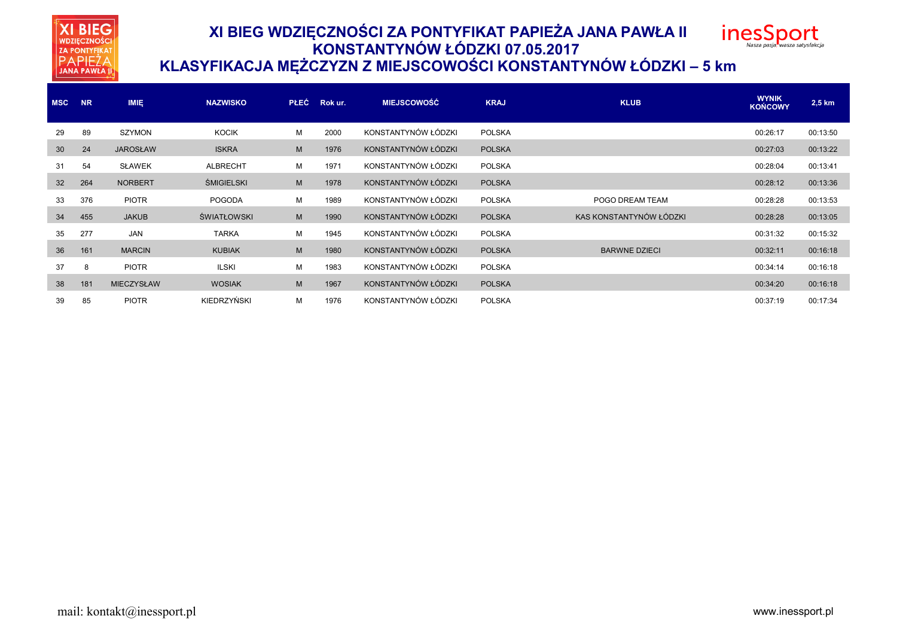# XI BIEG WDZIĘCZNOŚCI ZA PONTYFIKAT PAPIEŻA JANA PAWŁA II
## KONSTANTYNÓW ŁÓDZKI 07.05.2017
## KLASYFIKACJA MĘŻCZYZN Z MIEJSCOWOŚCI KONSTANTYNÓW ŁÓDZKI – 5 km

| MSC | NR | IMIĘ | NAZWISKO | PŁEĆ | Rok ur. | MIEJSCOWOŚĆ | KRAJ | KLUB | WYNIK KOŃCOWY | 2,5 km |
|---|---|---|---|---|---|---|---|---|---|---|
| 29 | 89 | SZYMON | KOCIK | M | 2000 | KONSTANTYNÓW ŁÓDZKI | POLSKA | | 00:26:17 | 00:13:50 |
| 30 | 24 | JAROSŁAW | ISKRA | M | 1976 | KONSTANTYNÓW ŁÓDZKI | POLSKA | | 00:27:03 | 00:13:22 |
| 31 | 54 | SŁAWEK | ALBRECHT | M | 1971 | KONSTANTYNÓW ŁÓDZKI | POLSKA | | 00:28:04 | 00:13:41 |
| 32 | 264 | NORBERT | ŚMIGIELSKI | M | 1978 | KONSTANTYNÓW ŁÓDZKI | POLSKA | | 00:28:12 | 00:13:36 |
| 33 | 376 | PIOTR | POGODA | M | 1989 | KONSTANTYNÓW ŁÓDZKI | POLSKA | POGO DREAM TEAM | 00:28:28 | 00:13:53 |
| 34 | 455 | JAKUB | ŚWIATŁOWSKI | M | 1990 | KONSTANTYNÓW ŁÓDZKI | POLSKA | KAS KONSTANTYNÓW ŁÓDZKI | 00:28:28 | 00:13:05 |
| 35 | 277 | JAN | TARKA | M | 1945 | KONSTANTYNÓW ŁÓDZKI | POLSKA | | 00:31:32 | 00:15:32 |
| 36 | 161 | MARCIN | KUBIAK | M | 1980 | KONSTANTYNÓW ŁÓDZKI | POLSKA | BARWNE DZIECI | 00:32:11 | 00:16:18 |
| 37 | 8 | PIOTR | ILSKI | M | 1983 | KONSTANTYNÓW ŁÓDZKI | POLSKA | | 00:34:14 | 00:16:18 |
| 38 | 181 | MIECZYSŁAW | WOSIAK | M | 1967 | KONSTANTYNÓW ŁÓDZKI | POLSKA | | 00:34:20 | 00:16:18 |
| 39 | 85 | PIOTR | KIEDRZYŃSKI | M | 1976 | KONSTANTYNÓW ŁÓDZKI | POLSKA | | 00:37:19 | 00:17:34 |

mail: kontakt@inessport.pl

www.inessport.pl